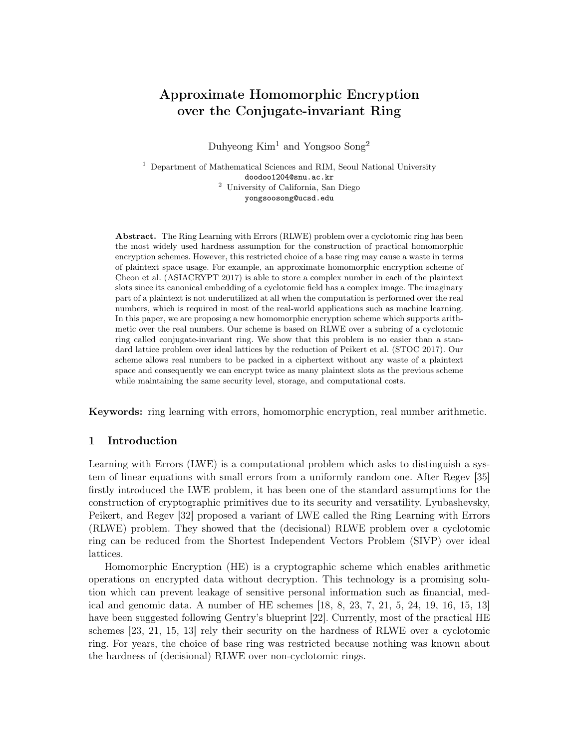# Approximate Homomorphic Encryption over the Conjugate-invariant Ring

Duhyeong Kim[1] and Yongsoo Song[2]

[1] Department of Mathematical Sciences and RIM, Seoul National University
doodoo1204@snu.ac.kr
[2] University of California, San Diego
yongsoosong@ucsd.edu

**Abstract.** The Ring Learning with Errors (RLWE) problem over a cyclotomic ring has been the most widely used hardness assumption for the construction of practical homomorphic encryption schemes. However, this restricted choice of a base ring may cause a waste in terms of plaintext space usage. For example, an approximate homomorphic encryption scheme of Cheon et al. (ASIACRYPT 2017) is able to store a complex number in each of the plaintext slots since its canonical embedding of a cyclotomic field has a complex image. The imaginary part of a plaintext is not underutilized at all when the computation is performed over the real numbers, which is required in most of the real-world applications such as machine learning. In this paper, we are proposing a new homomorphic encryption scheme which supports arithmetic over the real numbers. Our scheme is based on RLWE over a subring of a cyclotomic ring called conjugate-invariant ring. We show that this problem is no easier than a standard lattice problem over ideal lattices by the reduction of Peikert et al. (STOC 2017). Our scheme allows real numbers to be packed in a ciphertext without any waste of a plaintext space and consequently we can encrypt twice as many plaintext slots as the previous scheme while maintaining the same security level, storage, and computational costs.

**Keywords:** ring learning with errors, homomorphic encryption, real number arithmetic.

## 1 Introduction

Learning with Errors (LWE) is a computational problem which asks to distinguish a system of linear equations with small errors from a uniformly random one. After Regev [35] firstly introduced the LWE problem, it has been one of the standard assumptions for the construction of cryptographic primitives due to its security and versatility. Lyubashevsky, Peikert, and Regev [32] proposed a variant of LWE called the Ring Learning with Errors (RLWE) problem. They showed that the (decisional) RLWE problem over a cyclotomic ring can be reduced from the Shortest Independent Vectors Problem (SIVP) over ideal lattices.

Homomorphic Encryption (HE) is a cryptographic scheme which enables arithmetic operations on encrypted data without decryption. This technology is a promising solution which can prevent leakage of sensitive personal information such as financial, medical and genomic data. A number of HE schemes [18, 8, 23, 7, 21, 5, 24, 19, 16, 15, 13] have been suggested following Gentry's blueprint [22]. Currently, most of the practical HE schemes [23, 21, 15, 13] rely their security on the hardness of RLWE over a cyclotomic ring. For years, the choice of base ring was restricted because nothing was known about the hardness of (decisional) RLWE over non-cyclotomic rings.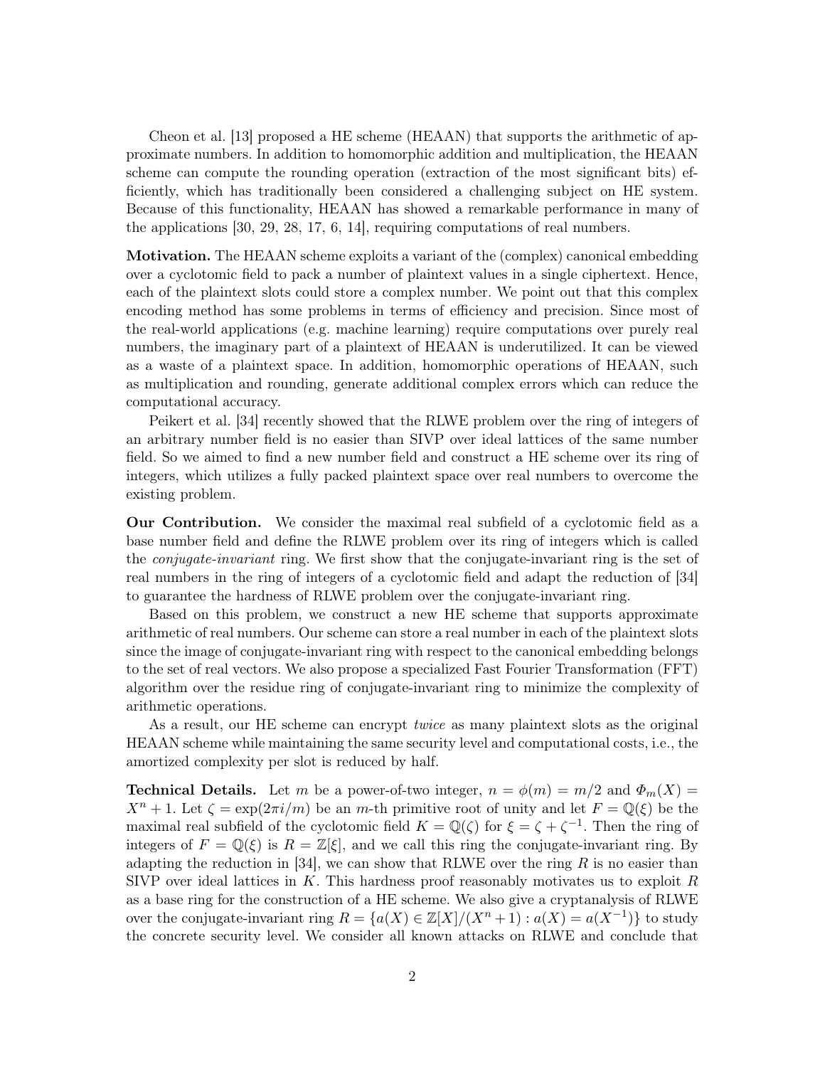Cheon et al. [13] proposed a HE scheme (HEAAN) that supports the arithmetic of approximate numbers. In addition to homomorphic addition and multiplication, the HEAAN scheme can compute the rounding operation (extraction of the most significant bits) efficiently, which has traditionally been considered a challenging subject on HE system. Because of this functionality, HEAAN has showed a remarkable performance in many of the applications [30, 29, 28, 17, 6, 14], requiring computations of real numbers.

**Motivation.** The HEAAN scheme exploits a variant of the (complex) canonical embedding over a cyclotomic field to pack a number of plaintext values in a single ciphertext. Hence, each of the plaintext slots could store a complex number. We point out that this complex encoding method has some problems in terms of efficiency and precision. Since most of the real-world applications (e.g. machine learning) require computations over purely real numbers, the imaginary part of a plaintext of HEAAN is underutilized. It can be viewed as a waste of a plaintext space. In addition, homomorphic operations of HEAAN, such as multiplication and rounding, generate additional complex errors which can reduce the computational accuracy.

Peikert et al. [34] recently showed that the RLWE problem over the ring of integers of an arbitrary number field is no easier than SIVP over ideal lattices of the same number field. So we aimed to find a new number field and construct a HE scheme over its ring of integers, which utilizes a fully packed plaintext space over real numbers to overcome the existing problem.

**Our Contribution.** We consider the maximal real subfield of a cyclotomic field as a base number field and define the RLWE problem over its ring of integers which is called the *conjugate-invariant* ring. We first show that the conjugate-invariant ring is the set of real numbers in the ring of integers of a cyclotomic field and adapt the reduction of [34] to guarantee the hardness of RLWE problem over the conjugate-invariant ring.

Based on this problem, we construct a new HE scheme that supports approximate arithmetic of real numbers. Our scheme can store a real number in each of the plaintext slots since the image of conjugate-invariant ring with respect to the canonical embedding belongs to the set of real vectors. We also propose a specialized Fast Fourier Transformation (FFT) algorithm over the residue ring of conjugate-invariant ring to minimize the complexity of arithmetic operations.

As a result, our HE scheme can encrypt *twice* as many plaintext slots as the original HEAAN scheme while maintaining the same security level and computational costs, i.e., the amortized complexity per slot is reduced by half.

**Technical Details.** Let $m$ be a power-of-two integer, $n = \phi(m) = m/2$ and $\Phi_m(X) = X^n + 1$. Let $\zeta = \exp(2\pi i/m)$ be an $m$-th primitive root of unity and let $F = \mathbb{Q}(\xi)$ be the maximal real subfield of the cyclotomic field $K = \mathbb{Q}(\zeta)$ for $\xi = \zeta + \zeta^{-1}$. Then the ring of integers of $F = \mathbb{Q}(\xi)$ is $R = \mathbb{Z}[\xi]$, and we call this ring the conjugate-invariant ring. By adapting the reduction in [34], we can show that RLWE over the ring $R$ is no easier than SIVP over ideal lattices in $K$. This hardness proof reasonably motivates us to exploit $R$ as a base ring for the construction of a HE scheme. We also give a cryptanalysis of RLWE over the conjugate-invariant ring $R = \{a(X) \in \mathbb{Z}[X]/(X^n + 1) : a(X) = a(X^{-1})\}$ to study the concrete security level. We consider all known attacks on RLWE and conclude that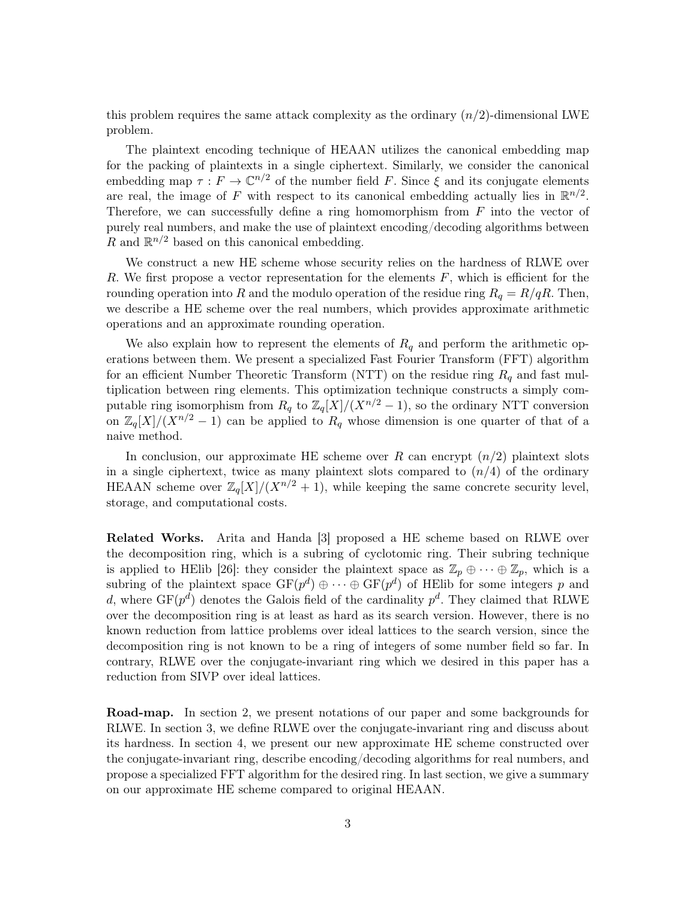this problem requires the same attack complexity as the ordinary $(n/2)$-dimensional LWE problem.

The plaintext encoding technique of HEAAN utilizes the canonical embedding map for the packing of plaintexts in a single ciphertext. Similarly, we consider the canonical embedding map $\tau : F \to \mathbb{C}^{n/2}$ of the number field $F$. Since $\xi$ and its conjugate elements are real, the image of $F$ with respect to its canonical embedding actually lies in $\mathbb{R}^{n/2}$. Therefore, we can successfully define a ring homomorphism from $F$ into the vector of purely real numbers, and make the use of plaintext encoding/decoding algorithms between $R$ and $\mathbb{R}^{n/2}$ based on this canonical embedding.

We construct a new HE scheme whose security relies on the hardness of RLWE over $R$. We first propose a vector representation for the elements $F$, which is efficient for the rounding operation into $R$ and the modulo operation of the residue ring $R_q = R/qR$. Then, we describe a HE scheme over the real numbers, which provides approximate arithmetic operations and an approximate rounding operation.

We also explain how to represent the elements of $R_q$ and perform the arithmetic operations between them. We present a specialized Fast Fourier Transform (FFT) algorithm for an efficient Number Theoretic Transform (NTT) on the residue ring $R_q$ and fast multiplication between ring elements. This optimization technique constructs a simply computable ring isomorphism from $R_q$ to $\mathbb{Z}_q[X]/(X^{n/2} - 1)$, so the ordinary NTT conversion on $\mathbb{Z}_q[X]/(X^{n/2} - 1)$ can be applied to $R_q$ whose dimension is one quarter of that of a naive method.

In conclusion, our approximate HE scheme over $R$ can encrypt $(n/2)$ plaintext slots in a single ciphertext, twice as many plaintext slots compared to $(n/4)$ of the ordinary HEAAN scheme over $\mathbb{Z}_q[X]/(X^{n/2} + 1)$, while keeping the same concrete security level, storage, and computational costs.

**Related Works.** Arita and Handa [3] proposed a HE scheme based on RLWE over the decomposition ring, which is a subring of cyclotomic ring. Their subring technique is applied to HElib [26]: they consider the plaintext space as $\mathbb{Z}_p \oplus \cdots \oplus \mathbb{Z}_p$, which is a subring of the plaintext space $\mathrm{GF}(p^d) \oplus \cdots \oplus \mathrm{GF}(p^d)$ of HElib for some integers $p$ and $d$, where $\mathrm{GF}(p^d)$ denotes the Galois field of the cardinality $p^d$. They claimed that RLWE over the decomposition ring is at least as hard as its search version. However, there is no known reduction from lattice problems over ideal lattices to the search version, since the decomposition ring is not known to be a ring of integers of some number field so far. In contrary, RLWE over the conjugate-invariant ring which we desired in this paper has a reduction from SIVP over ideal lattices.

**Road-map.** In section 2, we present notations of our paper and some backgrounds for RLWE. In section 3, we define RLWE over the conjugate-invariant ring and discuss about its hardness. In section 4, we present our new approximate HE scheme constructed over the conjugate-invariant ring, describe encoding/decoding algorithms for real numbers, and propose a specialized FFT algorithm for the desired ring. In last section, we give a summary on our approximate HE scheme compared to original HEAAN.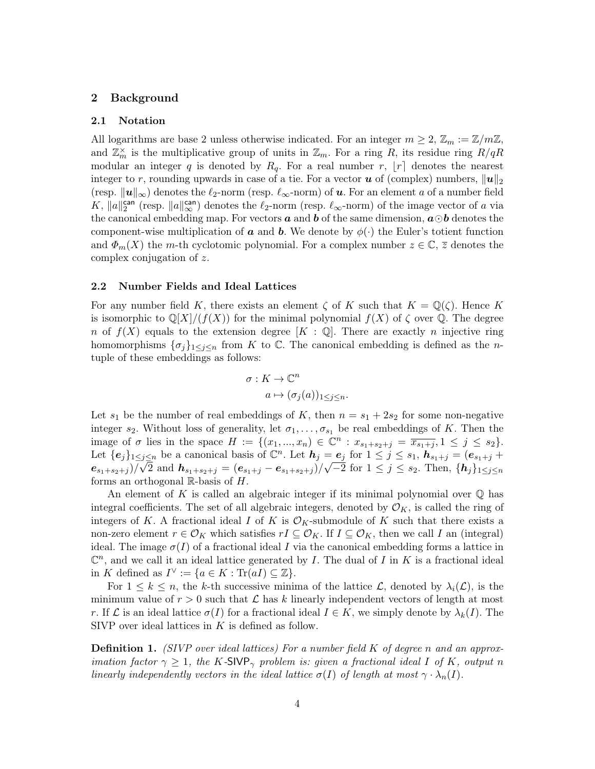## 2 Background

### 2.1 Notation

All logarithms are base 2 unless otherwise indicated. For an integer $m \geq 2$, $\mathbb{Z}_m := \mathbb{Z}/m\mathbb{Z}$, and $\mathbb{Z}_m^\times$ is the multiplicative group of units in $\mathbb{Z}_m$. For a ring $R$, its residue ring $R/qR$ modular an integer $q$ is denoted by $R_q$. For a real number $r$, $\lfloor r \rceil$ denotes the nearest integer to $r$, rounding upwards in case of a tie. For a vector $\boldsymbol{u}$ of (complex) numbers, $\|\boldsymbol{u}\|_2$ (resp. $\|\boldsymbol{u}\|_\infty$) denotes the $\ell_2$-norm (resp. $\ell_\infty$-norm) of $\boldsymbol{u}$. For an element $a$ of a number field $K$, $\|a\|_2^{\mathsf{can}}$ (resp. $\|a\|_\infty^{\mathsf{can}}$) denotes the $\ell_2$-norm (resp. $\ell_\infty$-norm) of the image vector of $a$ via the canonical embedding map. For vectors $\boldsymbol{a}$ and $\boldsymbol{b}$ of the same dimension, $\boldsymbol{a} \odot \boldsymbol{b}$ denotes the component-wise multiplication of $\boldsymbol{a}$ and $\boldsymbol{b}$. We denote by $\phi(\cdot)$ the Euler's totient function and $\Phi_m(X)$ the $m$-th cyclotomic polynomial. For a complex number $z \in \mathbb{C}$, $\overline{z}$ denotes the complex conjugation of $z$.

### 2.2 Number Fields and Ideal Lattices

For any number field $K$, there exists an element $\zeta$ of $K$ such that $K = \mathbb{Q}(\zeta)$. Hence $K$ is isomorphic to $\mathbb{Q}[X]/(f(X))$ for the minimal polynomial $f(X)$ of $\zeta$ over $\mathbb{Q}$. The degree $n$ of $f(X)$ equals to the extension degree $[K : \mathbb{Q}]$. There are exactly $n$ injective ring homomorphisms $\{\sigma_j\}_{1 \leq j \leq n}$ from $K$ to $\mathbb{C}$. The canonical embedding is defined as the $n$-tuple of these embeddings as follows:

$$\sigma : K \to \mathbb{C}^n$$
$$a \mapsto (\sigma_j(a))_{1 \leq j \leq n}.$$

Let $s_1$ be the number of real embeddings of $K$, then $n = s_1 + 2s_2$ for some non-negative integer $s_2$. Without loss of generality, let $\sigma_1, \ldots, \sigma_{s_1}$ be real embeddings of $K$. Then the image of $\sigma$ lies in the space $H := \{(x_1, ..., x_n) \in \mathbb{C}^n : x_{s_1+s_2+j} = \overline{x_{s_1+j}}, 1 \leq j \leq s_2\}$. Let $\{\boldsymbol{e}_j\}_{1 \leq j \leq n}$ be a canonical basis of $\mathbb{C}^n$. Let $\boldsymbol{h}_j = \boldsymbol{e}_j$ for $1 \leq j \leq s_1$, $\boldsymbol{h}_{s_1+j} = (\boldsymbol{e}_{s_1+j} + \boldsymbol{e}_{s_1+s_2+j})/\sqrt{2}$ and $\boldsymbol{h}_{s_1+s_2+j} = (\boldsymbol{e}_{s_1+j} - \boldsymbol{e}_{s_1+s_2+j})/\sqrt{-2}$ for $1 \leq j \leq s_2$. Then, $\{\boldsymbol{h}_j\}_{1 \leq j \leq n}$ forms an orthogonal $\mathbb{R}$-basis of $H$.

An element of $K$ is called an algebraic integer if its minimal polynomial over $\mathbb{Q}$ has integral coefficients. The set of all algebraic integers, denoted by $\mathcal{O}_K$, is called the ring of integers of $K$. A fractional ideal $I$ of $K$ is $\mathcal{O}_K$-submodule of $K$ such that there exists a non-zero element $r \in \mathcal{O}_K$ which satisfies $rI \subseteq \mathcal{O}_K$. If $I \subseteq \mathcal{O}_K$, then we call $I$ an (integral) ideal. The image $\sigma(I)$ of a fractional ideal $I$ via the canonical embedding forms a lattice in $\mathbb{C}^n$, and we call it an ideal lattice generated by $I$. The dual of $I$ in $K$ is a fractional ideal in $K$ defined as $I^\vee := \{a \in K : \mathrm{Tr}(aI) \subseteq \mathbb{Z}\}$.

For $1 \leq k \leq n$, the $k$-th successive minima of the lattice $\mathcal{L}$, denoted by $\lambda_i(\mathcal{L})$, is the minimum value of $r > 0$ such that $\mathcal{L}$ has $k$ linearly independent vectors of length at most $r$. If $\mathcal{L}$ is an ideal lattice $\sigma(I)$ for a fractional ideal $I \in K$, we simply denote by $\lambda_k(I)$. The SIVP over ideal lattices in $K$ is defined as follow.

**Definition 1.** *(SIVP over ideal lattices) For a number field $K$ of degree $n$ and an approximation factor $\gamma \geq 1$, the $K$-$\mathsf{SIVP}_\gamma$ problem is: given a fractional ideal $I$ of $K$, output $n$ linearly independently vectors in the ideal lattice $\sigma(I)$ of length at most $\gamma \cdot \lambda_n(I)$.*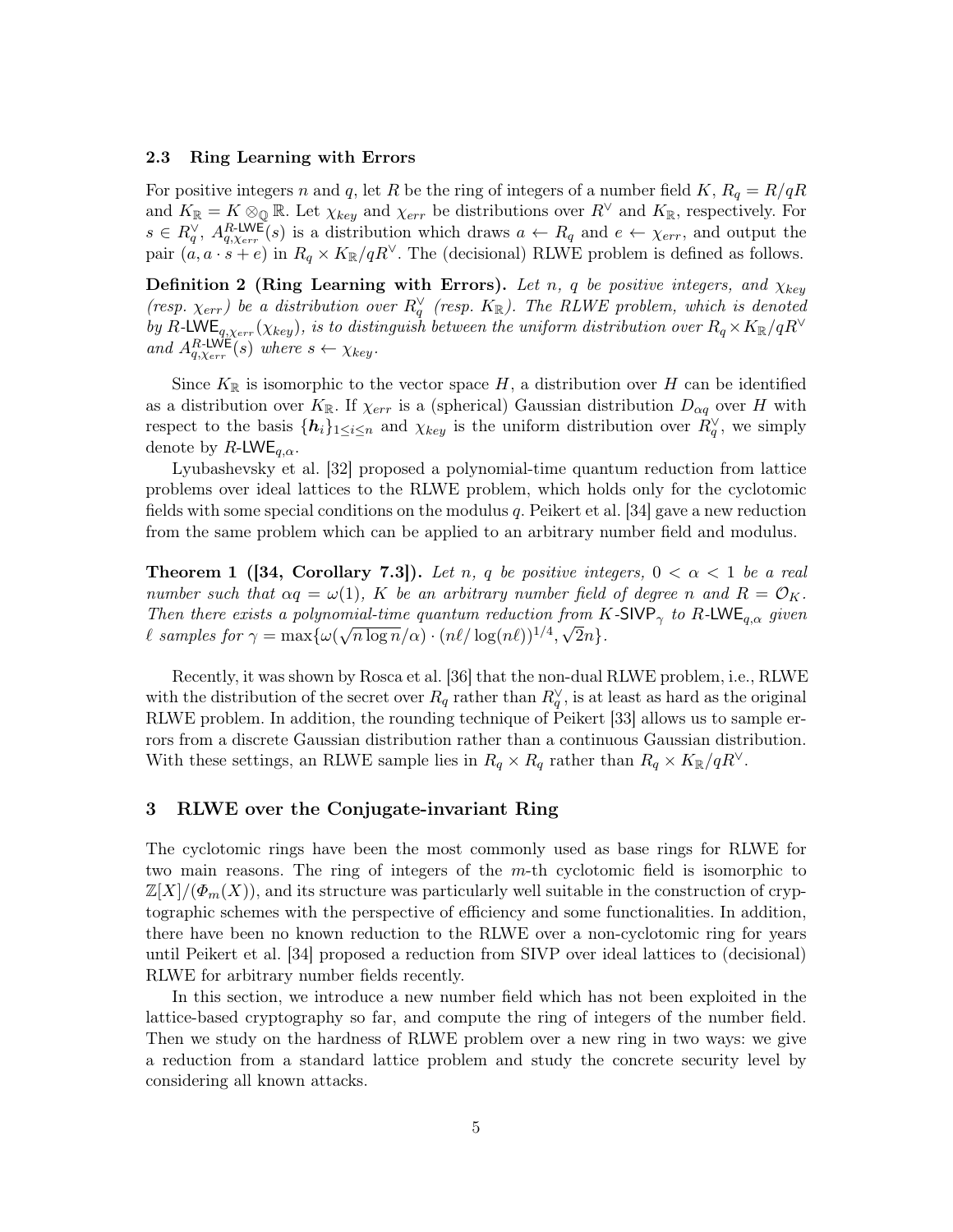### 2.3 Ring Learning with Errors

For positive integers $n$ and $q$, let $R$ be the ring of integers of a number field $K$, $R_q = R/qR$ and $K_{\mathbb{R}} = K \otimes_{\mathbb{Q}} \mathbb{R}$. Let $\chi_{key}$ and $\chi_{err}$ be distributions over $R^{\vee}$ and $K_{\mathbb{R}}$, respectively. For $s \in R_q^{\vee}$, $A_{q,\chi_{err}}^{R\text{-LWE}}(s)$ is a distribution which draws $a \leftarrow R_q$ and $e \leftarrow \chi_{err}$, and output the pair $(a, a \cdot s + e)$ in $R_q \times K_{\mathbb{R}}/qR^{\vee}$. The (decisional) RLWE problem is defined as follows.

**Definition 2 (Ring Learning with Errors).** *Let $n$, $q$ be positive integers, and $\chi_{key}$ (resp. $\chi_{err}$) be a distribution over $R_q^{\vee}$ (resp. $K_{\mathbb{R}}$). The RLWE problem, which is denoted by $R\text{-LWE}_{q,\chi_{err}}(\chi_{key})$, is to distinguish between the uniform distribution over $R_q \times K_{\mathbb{R}}/qR^{\vee}$ and $A_{q,\chi_{err}}^{R\text{-LWE}}(s)$ where $s \leftarrow \chi_{key}$.*

Since $K_{\mathbb{R}}$ is isomorphic to the vector space $H$, a distribution over $H$ can be identified as a distribution over $K_{\mathbb{R}}$. If $\chi_{err}$ is a (spherical) Gaussian distribution $D_{\alpha q}$ over $H$ with respect to the basis $\{\boldsymbol{h}_i\}_{1 \le i \le n}$ and $\chi_{key}$ is the uniform distribution over $R_q^{\vee}$, we simply denote by $R\text{-LWE}_{q,\alpha}$.

Lyubashevsky et al. [32] proposed a polynomial-time quantum reduction from lattice problems over ideal lattices to the RLWE problem, which holds only for the cyclotomic fields with some special conditions on the modulus $q$. Peikert et al. [34] gave a new reduction from the same problem which can be applied to an arbitrary number field and modulus.

**Theorem 1 ([34, Corollary 7.3]).** *Let $n$, $q$ be positive integers, $0 < \alpha < 1$ be a real number such that $\alpha q = \omega(1)$, $K$ be an arbitrary number field of degree $n$ and $R = \mathcal{O}_K$. Then there exists a polynomial-time quantum reduction from $K\text{-SIVP}_{\gamma}$ to $R\text{-LWE}_{q,\alpha}$ given $\ell$ samples for $\gamma = \max\{\omega(\sqrt{n \log n}/\alpha) \cdot (n\ell/\log(n\ell))^{1/4}, \sqrt{2}n\}$.*

Recently, it was shown by Rosca et al. [36] that the non-dual RLWE problem, i.e., RLWE with the distribution of the secret over $R_q$ rather than $R_q^{\vee}$, is at least as hard as the original RLWE problem. In addition, the rounding technique of Peikert [33] allows us to sample errors from a discrete Gaussian distribution rather than a continuous Gaussian distribution. With these settings, an RLWE sample lies in $R_q \times R_q$ rather than $R_q \times K_{\mathbb{R}}/qR^{\vee}$.

## 3 RLWE over the Conjugate-invariant Ring

The cyclotomic rings have been the most commonly used as base rings for RLWE for two main reasons. The ring of integers of the $m$-th cyclotomic field is isomorphic to $\mathbb{Z}[X]/(\Phi_m(X))$, and its structure was particularly well suitable in the construction of cryptographic schemes with the perspective of efficiency and some functionalities. In addition, there have been no known reduction to the RLWE over a non-cyclotomic ring for years until Peikert et al. [34] proposed a reduction from SIVP over ideal lattices to (decisional) RLWE for arbitrary number fields recently.

In this section, we introduce a new number field which has not been exploited in the lattice-based cryptography so far, and compute the ring of integers of the number field. Then we study on the hardness of RLWE problem over a new ring in two ways: we give a reduction from a standard lattice problem and study the concrete security level by considering all known attacks.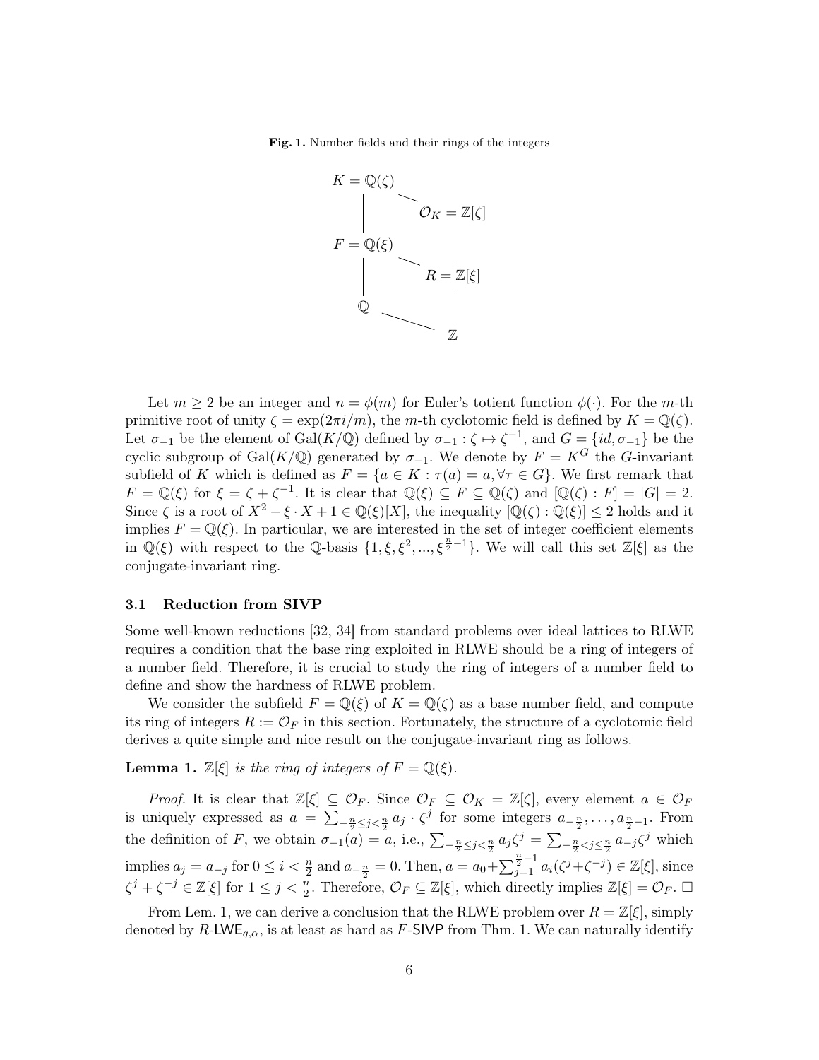**Fig. 1.** Number fields and their rings of the integers

$$
\begin{array}{ccc}
K = \mathbb{Q}(\zeta) & \text{—} & \mathcal{O}_K = \mathbb{Z}[\zeta] \\
| & & | \\
F = \mathbb{Q}(\xi) & \text{—} & R = \mathbb{Z}[\xi] \\
| & & | \\
\mathbb{Q} & \text{—} & \mathbb{Z}
\end{array}
$$

Let $m \geq 2$ be an integer and $n = \phi(m)$ for Euler's totient function $\phi(\cdot)$. For the $m$-th primitive root of unity $\zeta = \exp(2\pi i/m)$, the $m$-th cyclotomic field is defined by $K = \mathbb{Q}(\zeta)$. Let $\sigma_{-1}$ be the element of $\mathrm{Gal}(K/\mathbb{Q})$ defined by $\sigma_{-1} : \zeta \mapsto \zeta^{-1}$, and $G = \{id, \sigma_{-1}\}$ be the cyclic subgroup of $\mathrm{Gal}(K/\mathbb{Q})$ generated by $\sigma_{-1}$. We denote by $F = K^G$ the $G$-invariant subfield of $K$ which is defined as $F = \{a \in K : \tau(a) = a, \forall \tau \in G\}$. We first remark that $F = \mathbb{Q}(\xi)$ for $\xi = \zeta + \zeta^{-1}$. It is clear that $\mathbb{Q}(\xi) \subseteq F \subseteq \mathbb{Q}(\zeta)$ and $[\mathbb{Q}(\zeta) : F] = |G| = 2$. Since $\zeta$ is a root of $X^2 - \xi \cdot X + 1 \in \mathbb{Q}(\xi)[X]$, the inequality $[\mathbb{Q}(\zeta) : \mathbb{Q}(\xi)] \leq 2$ holds and it implies $F = \mathbb{Q}(\xi)$. In particular, we are interested in the set of integer coefficient elements in $\mathbb{Q}(\xi)$ with respect to the $\mathbb{Q}$-basis $\{1, \xi, \xi^2, ..., \xi^{\frac{n}{2}-1}\}$. We will call this set $\mathbb{Z}[\xi]$ as the conjugate-invariant ring.

### 3.1 Reduction from SIVP

Some well-known reductions [32, 34] from standard problems over ideal lattices to RLWE requires a condition that the base ring exploited in RLWE should be a ring of integers of a number field. Therefore, it is crucial to study the ring of integers of a number field to define and show the hardness of RLWE problem.

We consider the subfield $F = \mathbb{Q}(\xi)$ of $K = \mathbb{Q}(\zeta)$ as a base number field, and compute its ring of integers $R := \mathcal{O}_F$ in this section. Fortunately, the structure of a cyclotomic field derives a quite simple and nice result on the conjugate-invariant ring as follows.

**Lemma 1.** *$\mathbb{Z}[\xi]$ is the ring of integers of $F = \mathbb{Q}(\xi)$.*

*Proof.* It is clear that $\mathbb{Z}[\xi] \subseteq \mathcal{O}_F$. Since $\mathcal{O}_F \subseteq \mathcal{O}_K = \mathbb{Z}[\zeta]$, every element $a \in \mathcal{O}_F$ is uniquely expressed as $a = \sum_{-\frac{n}{2} \leq j < \frac{n}{2}} a_j \cdot \zeta^j$ for some integers $a_{-\frac{n}{2}}, \dots, a_{\frac{n}{2}-1}$. From the definition of $F$, we obtain $\sigma_{-1}(a) = a$, i.e., $\sum_{-\frac{n}{2} \leq j < \frac{n}{2}} a_j \zeta^j = \sum_{-\frac{n}{2} < j \leq \frac{n}{2}} a_{-j} \zeta^j$ which implies $a_j = a_{-j}$ for $0 \leq i < \frac{n}{2}$ and $a_{-\frac{n}{2}} = 0$. Then, $a = a_0 + \sum_{j=1}^{\frac{n}{2}-1} a_i(\zeta^j + \zeta^{-j}) \in \mathbb{Z}[\xi]$, since $\zeta^j + \zeta^{-j} \in \mathbb{Z}[\xi]$ for $1 \leq j < \frac{n}{2}$. Therefore, $\mathcal{O}_F \subseteq \mathbb{Z}[\xi]$, which directly implies $\mathbb{Z}[\xi] = \mathcal{O}_F$. $\square$

From Lem. 1, we can derive a conclusion that the RLWE problem over $R = \mathbb{Z}[\xi]$, simply denoted by $R$-$\mathsf{LWE}_{q,\alpha}$, is at least as hard as $F$-$\mathsf{SIVP}$ from Thm. 1. We can naturally identify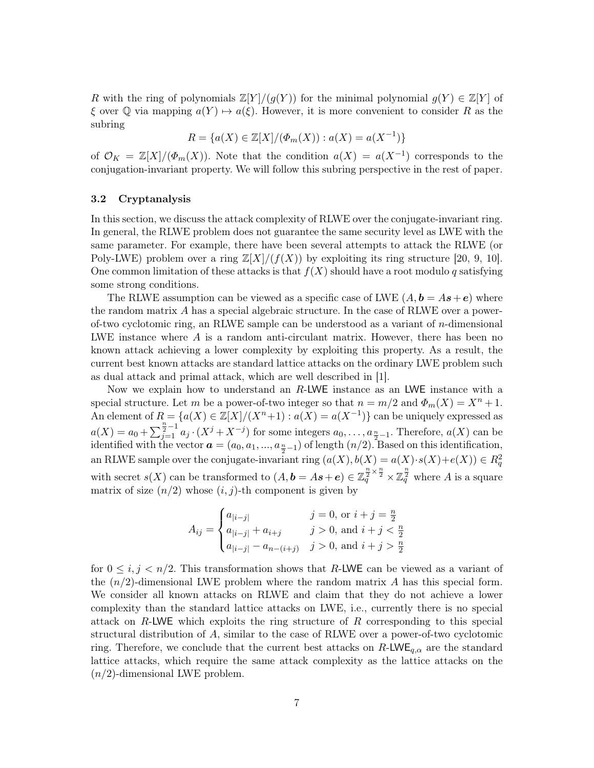$R$ with the ring of polynomials $\mathbb{Z}[Y]/(g(Y))$ for the minimal polynomial $g(Y) \in \mathbb{Z}[Y]$ of $\xi$ over $\mathbb{Q}$ via mapping $a(Y) \mapsto a(\xi)$. However, it is more convenient to consider $R$ as the subring

$$R = \{a(X) \in \mathbb{Z}[X]/(\Phi_m(X)) : a(X) = a(X^{-1})\}$$

of $\mathcal{O}_K = \mathbb{Z}[X]/(\Phi_m(X))$. Note that the condition $a(X) = a(X^{-1})$ corresponds to the conjugation-invariant property. We will follow this subring perspective in the rest of paper.

### 3.2 Cryptanalysis

In this section, we discuss the attack complexity of RLWE over the conjugate-invariant ring. In general, the RLWE problem does not guarantee the same security level as LWE with the same parameter. For example, there have been several attempts to attack the RLWE (or Poly-LWE) problem over a ring $\mathbb{Z}[X]/(f(X))$ by exploiting its ring structure [20, 9, 10]. One common limitation of these attacks is that $f(X)$ should have a root modulo $q$ satisfying some strong conditions.

The RLWE assumption can be viewed as a specific case of LWE $(A, \boldsymbol{b} = A\boldsymbol{s} + \boldsymbol{e})$ where the random matrix $A$ has a special algebraic structure. In the case of RLWE over a power-of-two cyclotomic ring, an RLWE sample can be understood as a variant of $n$-dimensional LWE instance where $A$ is a random anti-circulant matrix. However, there has been no known attack achieving a lower complexity by exploiting this property. As a result, the current best known attacks are standard lattice attacks on the ordinary LWE problem such as dual attack and primal attack, which are well described in [1].

Now we explain how to understand an $R$-LWE instance as an LWE instance with a special structure. Let $m$ be a power-of-two integer so that $n = m/2$ and $\Phi_m(X) = X^n + 1$. An element of $R = \{a(X) \in \mathbb{Z}[X]/(X^n+1) : a(X) = a(X^{-1})\}$ can be uniquely expressed as $a(X) = a_0 + \sum_{j=1}^{\frac{n}{2}-1} a_j \cdot (X^j + X^{-j})$ for some integers $a_0, \ldots, a_{\frac{n}{2}-1}$. Therefore, $a(X)$ can be identified with the vector $\boldsymbol{a} = (a_0, a_1, ..., a_{\frac{n}{2}-1})$ of length $(n/2)$. Based on this identification, an RLWE sample over the conjugate-invariant ring $(a(X), b(X) = a(X) \cdot s(X) + e(X)) \in R_q^2$ with secret $s(X)$ can be transformed to $(A, \boldsymbol{b} = A\boldsymbol{s} + \boldsymbol{e}) \in \mathbb{Z}_q^{\frac{n}{2} \times \frac{n}{2}} \times \mathbb{Z}_q^{\frac{n}{2}}$ where $A$ is a square matrix of size $(n/2)$ whose $(i, j)$-th component is given by

$$A_{ij} = \begin{cases} a_{|i-j|} & j = 0, \text{ or } i + j = \frac{n}{2} \\ a_{|i-j|} + a_{i+j} & j > 0, \text{ and } i + j < \frac{n}{2} \\ a_{|i-j|} - a_{n-(i+j)} & j > 0, \text{ and } i + j > \frac{n}{2} \end{cases}$$

for $0 \leq i, j < n/2$. This transformation shows that $R$-LWE can be viewed as a variant of the $(n/2)$-dimensional LWE problem where the random matrix $A$ has this special form. We consider all known attacks on RLWE and claim that they do not achieve a lower complexity than the standard lattice attacks on LWE, i.e., currently there is no special attack on $R$-LWE which exploits the ring structure of $R$ corresponding to this special structural distribution of $A$, similar to the case of RLWE over a power-of-two cyclotomic ring. Therefore, we conclude that the current best attacks on $R$-$\mathsf{LWE}_{q,\alpha}$ are the standard lattice attacks, which require the same attack complexity as the lattice attacks on the $(n/2)$-dimensional LWE problem.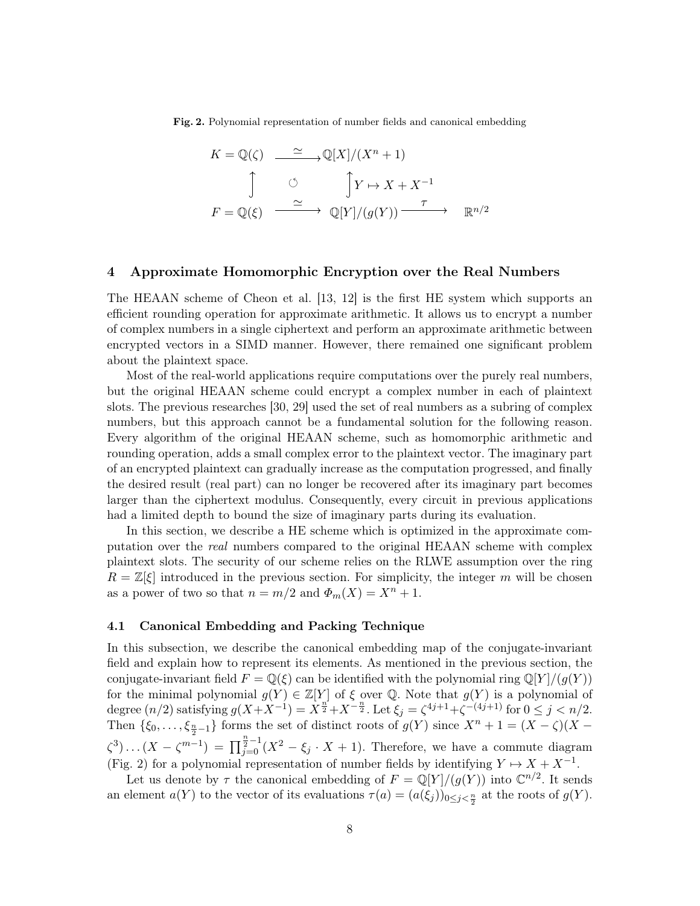**Fig. 2.** Polynomial representation of number fields and canonical embedding

$$
\begin{array}{ccccc}
K = \mathbb{Q}(\zeta) & \xrightarrow{\simeq} & \mathbb{Q}[X]/(X^n+1) & & \\
\uparrow & \circlearrowleft & \uparrow Y \mapsto X + X^{-1} & & \\
F = \mathbb{Q}(\xi) & \xrightarrow{\simeq} & \mathbb{Q}[Y]/(g(Y)) & \xrightarrow{\tau} & \mathbb{R}^{n/2}
\end{array}
$$

## 4 Approximate Homomorphic Encryption over the Real Numbers

The HEAAN scheme of Cheon et al. [13, 12] is the first HE system which supports an efficient rounding operation for approximate arithmetic. It allows us to encrypt a number of complex numbers in a single ciphertext and perform an approximate arithmetic between encrypted vectors in a SIMD manner. However, there remained one significant problem about the plaintext space.

Most of the real-world applications require computations over the purely real numbers, but the original HEAAN scheme could encrypt a complex number in each of plaintext slots. The previous researches [30, 29] used the set of real numbers as a subring of complex numbers, but this approach cannot be a fundamental solution for the following reason. Every algorithm of the original HEAAN scheme, such as homomorphic arithmetic and rounding operation, adds a small complex error to the plaintext vector. The imaginary part of an encrypted plaintext can gradually increase as the computation progressed, and finally the desired result (real part) can no longer be recovered after its imaginary part becomes larger than the ciphertext modulus. Consequently, every circuit in previous applications had a limited depth to bound the size of imaginary parts during its evaluation.

In this section, we describe a HE scheme which is optimized in the approximate computation over the *real* numbers compared to the original HEAAN scheme with complex plaintext slots. The security of our scheme relies on the RLWE assumption over the ring $R = \mathbb{Z}[\xi]$ introduced in the previous section. For simplicity, the integer $m$ will be chosen as a power of two so that $n = m/2$ and $\Phi_m(X) = X^n + 1$.

### 4.1 Canonical Embedding and Packing Technique

In this subsection, we describe the canonical embedding map of the conjugate-invariant field and explain how to represent its elements. As mentioned in the previous section, the conjugate-invariant field $F = \mathbb{Q}(\xi)$ can be identified with the polynomial ring $\mathbb{Q}[Y]/(g(Y))$ for the minimal polynomial $g(Y) \in \mathbb{Z}[Y]$ of $\xi$ over $\mathbb{Q}$. Note that $g(Y)$ is a polynomial of degree $(n/2)$ satisfying $g(X+X^{-1}) = X^{\frac{n}{2}} + X^{-\frac{n}{2}}$. Let $\xi_j = \zeta^{4j+1} + \zeta^{-(4j+1)}$ for $0 \leq j < n/2$. Then $\{\xi_0, \ldots, \xi_{\frac{n}{2}-1}\}$ forms the set of distinct roots of $g(Y)$ since $X^n + 1 = (X - \zeta)(X - \zeta^3)\ldots(X - \zeta^{m-1}) = \prod_{j=0}^{\frac{n}{2}-1}(X^2 - \xi_j \cdot X + 1)$. Therefore, we have a commute diagram (Fig. 2) for a polynomial representation of number fields by identifying $Y \mapsto X + X^{-1}$.

Let us denote by $\tau$ the canonical embedding of $F = \mathbb{Q}[Y]/(g(Y))$ into $\mathbb{C}^{n/2}$. It sends an element $a(Y)$ to the vector of its evaluations $\tau(a) = (a(\xi_j))_{0 \leq j < \frac{n}{2}}$ at the roots of $g(Y)$.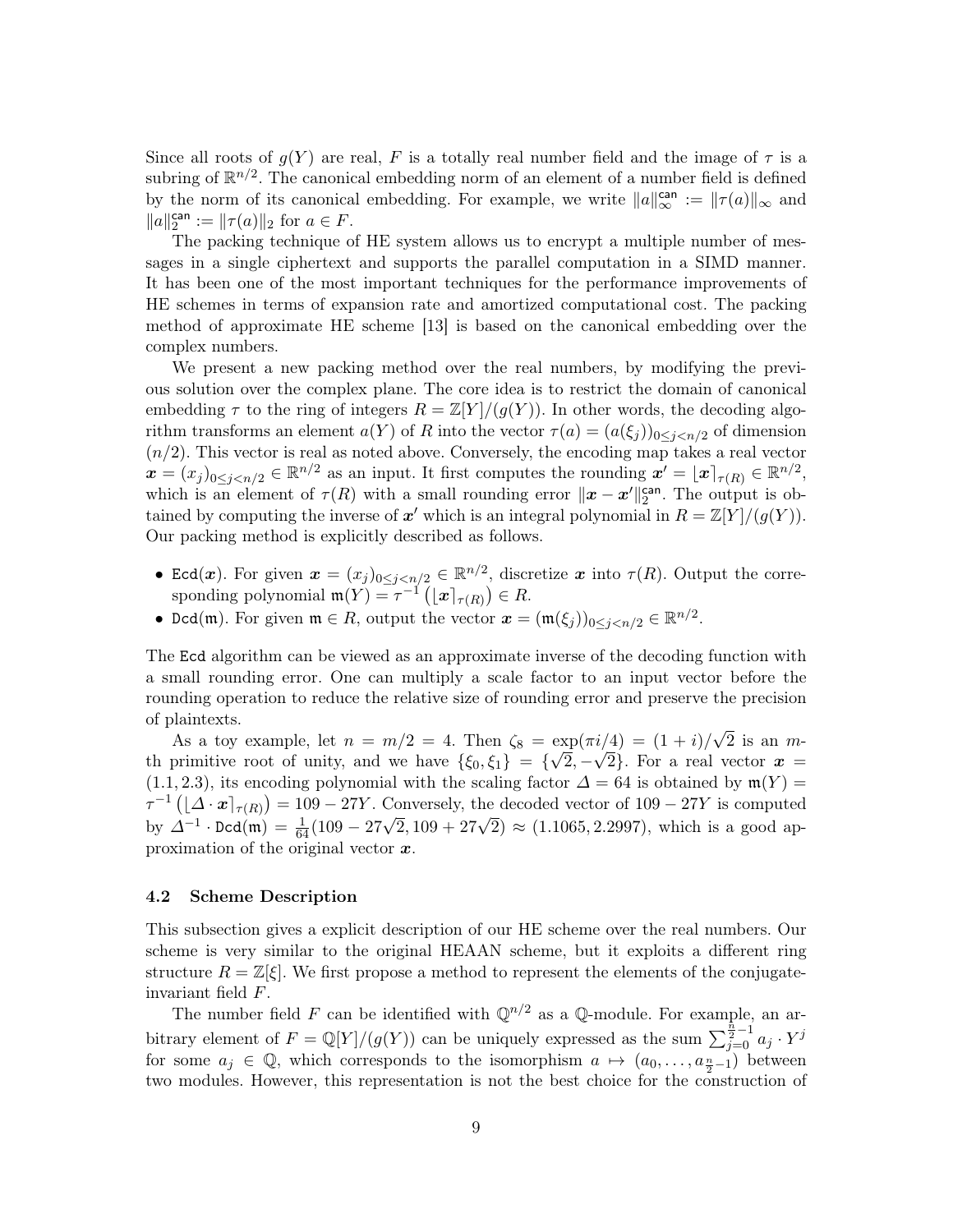Since all roots of $g(Y)$ are real, $F$ is a totally real number field and the image of $\tau$ is a subring of $\mathbb{R}^{n/2}$. The canonical embedding norm of an element of a number field is defined by the norm of its canonical embedding. For example, we write $\|a\|_\infty^{\mathsf{can}} := \|\tau(a)\|_\infty$ and $\|a\|_2^{\mathsf{can}} := \|\tau(a)\|_2$ for $a \in F$.

The packing technique of HE system allows us to encrypt a multiple number of messages in a single ciphertext and supports the parallel computation in a SIMD manner. It has been one of the most important techniques for the performance improvements of HE schemes in terms of expansion rate and amortized computational cost. The packing method of approximate HE scheme [13] is based on the canonical embedding over the complex numbers.

We present a new packing method over the real numbers, by modifying the previous solution over the complex plane. The core idea is to restrict the domain of canonical embedding $\tau$ to the ring of integers $R = \mathbb{Z}[Y]/(g(Y))$. In other words, the decoding algorithm transforms an element $a(Y)$ of $R$ into the vector $\tau(a) = (a(\xi_j))_{0\le j<n/2}$ of dimension $(n/2)$. This vector is real as noted above. Conversely, the encoding map takes a real vector $\boldsymbol{x} = (x_j)_{0\le j<n/2} \in \mathbb{R}^{n/2}$ as an input. It first computes the rounding $\boldsymbol{x}' = \lfloor \boldsymbol{x} \rceil_{\tau(R)} \in \mathbb{R}^{n/2}$, which is an element of $\tau(R)$ with a small rounding error $\|\boldsymbol{x} - \boldsymbol{x}'\|_2^{\mathsf{can}}$. The output is obtained by computing the inverse of $\boldsymbol{x}'$ which is an integral polynomial in $R = \mathbb{Z}[Y]/(g(Y))$. Our packing method is explicitly described as follows.

- $\texttt{Ecd}(\boldsymbol{x})$. For given $\boldsymbol{x} = (x_j)_{0\le j<n/2} \in \mathbb{R}^{n/2}$, discretize $\boldsymbol{x}$ into $\tau(R)$. Output the corresponding polynomial $\mathfrak{m}(Y) = \tau^{-1}\left(\lfloor \boldsymbol{x} \rceil_{\tau(R)}\right) \in R$.
- $\texttt{Dcd}(\mathfrak{m})$. For given $\mathfrak{m} \in R$, output the vector $\boldsymbol{x} = (\mathfrak{m}(\xi_j))_{0\le j<n/2} \in \mathbb{R}^{n/2}$.

The $\texttt{Ecd}$ algorithm can be viewed as an approximate inverse of the decoding function with a small rounding error. One can multiply a scale factor to an input vector before the rounding operation to reduce the relative size of rounding error and preserve the precision of plaintexts.

As a toy example, let $n = m/2 = 4$. Then $\zeta_8 = \exp(\pi i/4) = (1+i)/\sqrt{2}$ is an $m$-th primitive root of unity, and we have $\{\xi_0, \xi_1\} = \{\sqrt{2}, -\sqrt{2}\}$. For a real vector $\boldsymbol{x} = (1.1, 2.3)$, its encoding polynomial with the scaling factor $\Delta = 64$ is obtained by $\mathfrak{m}(Y) = \tau^{-1}\left(\lfloor \Delta \cdot \boldsymbol{x} \rceil_{\tau(R)}\right) = 109 - 27Y$. Conversely, the decoded vector of $109 - 27Y$ is computed by $\Delta^{-1} \cdot \texttt{Dcd}(\mathfrak{m}) = \frac{1}{64}(109 - 27\sqrt{2}, 109 + 27\sqrt{2}) \approx (1.1065, 2.2997)$, which is a good approximation of the original vector $\boldsymbol{x}$.

### 4.2 Scheme Description

This subsection gives a explicit description of our HE scheme over the real numbers. Our scheme is very similar to the original HEAAN scheme, but it exploits a different ring structure $R = \mathbb{Z}[\xi]$. We first propose a method to represent the elements of the conjugate-invariant field $F$.

The number field $F$ can be identified with $\mathbb{Q}^{n/2}$ as a $\mathbb{Q}$-module. For example, an arbitrary element of $F = \mathbb{Q}[Y]/(g(Y))$ can be uniquely expressed as the sum $\sum_{j=0}^{\frac{n}{2}-1} a_j \cdot Y^j$ for some $a_j \in \mathbb{Q}$, which corresponds to the isomorphism $a \mapsto (a_0, \ldots, a_{\frac{n}{2}-1})$ between two modules. However, this representation is not the best choice for the construction of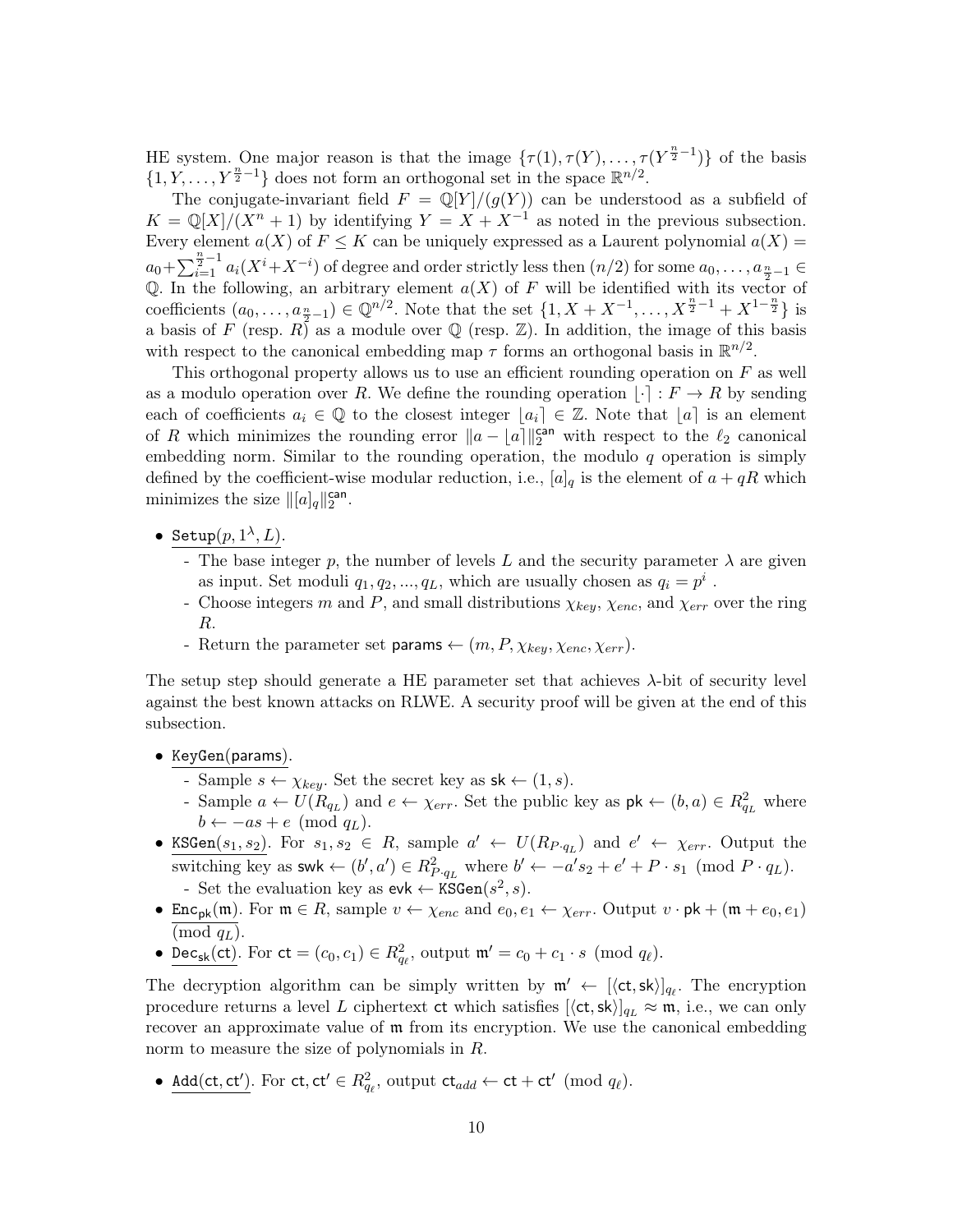HE system. One major reason is that the image $\{\tau(1), \tau(Y), \ldots, \tau(Y^{\frac{n}{2}-1})\}$ of the basis $\{1, Y, \ldots, Y^{\frac{n}{2}-1}\}$ does not form an orthogonal set in the space $\mathbb{R}^{n/2}$.

The conjugate-invariant field $F = \mathbb{Q}[Y]/(g(Y))$ can be understood as a subfield of $K = \mathbb{Q}[X]/(X^n+1)$ by identifying $Y = X + X^{-1}$ as noted in the previous subsection. Every element $a(X)$ of $F \leq K$ can be uniquely expressed as a Laurent polynomial $a(X) = a_0 + \sum_{i=1}^{\frac{n}{2}-1} a_i(X^i + X^{-i})$ of degree and order strictly less then $(n/2)$ for some $a_0, \ldots, a_{\frac{n}{2}-1} \in \mathbb{Q}$. In the following, an arbitrary element $a(X)$ of $F$ will be identified with its vector of coefficients $(a_0, \ldots, a_{\frac{n}{2}-1}) \in \mathbb{Q}^{n/2}$. Note that the set $\{1, X + X^{-1}, \ldots, X^{\frac{n}{2}-1} + X^{1-\frac{n}{2}}\}$ is a basis of $F$ (resp. $R$) as a module over $\mathbb{Q}$ (resp. $\mathbb{Z}$). In addition, the image of this basis with respect to the canonical embedding map $\tau$ forms an orthogonal basis in $\mathbb{R}^{n/2}$.

This orthogonal property allows us to use an efficient rounding operation on $F$ as well as a modulo operation over $R$. We define the rounding operation $\lfloor \cdot \rceil : F \to R$ by sending each of coefficients $a_i \in \mathbb{Q}$ to the closest integer $\lfloor a_i \rceil \in \mathbb{Z}$. Note that $\lfloor a \rceil$ is an element of $R$ which minimizes the rounding error $\|a - \lfloor a \rceil\|_2^{\mathsf{can}}$ with respect to the $\ell_2$ canonical embedding norm. Similar to the rounding operation, the modulo $q$ operation is simply defined by the coefficient-wise modular reduction, i.e., $[a]_q$ is the element of $a + qR$ which minimizes the size $\|[a]_q\|_2^{\mathsf{can}}$.

- $\underline{\texttt{Setup}(p, 1^\lambda, L)}$.
  - The base integer $p$, the number of levels $L$ and the security parameter $\lambda$ are given as input. Set moduli $q_1, q_2, ..., q_L$, which are usually chosen as $q_i = p^i$ .
  - Choose integers $m$ and $P$, and small distributions $\chi_{key}$, $\chi_{enc}$, and $\chi_{err}$ over the ring $R$.
  - Return the parameter set $\mathsf{params} \leftarrow (m, P, \chi_{key}, \chi_{enc}, \chi_{err})$.

The setup step should generate a HE parameter set that achieves $\lambda$-bit of security level against the best known attacks on RLWE. A security proof will be given at the end of this subsection.

- $\underline{\texttt{KeyGen}(\mathsf{params})}$.
  - Sample $s \leftarrow \chi_{key}$. Set the secret key as $\mathsf{sk} \leftarrow (1, s)$.
  - Sample $a \leftarrow U(R_{q_L})$ and $e \leftarrow \chi_{err}$. Set the public key as $\mathsf{pk} \leftarrow (b, a) \in R_{q_L}^2$ where $b \leftarrow -as + e \pmod{q_L}$.
- $\underline{\texttt{KSGen}(s_1, s_2)}$. For $s_1, s_2 \in R$, sample $a' \leftarrow U(R_{P \cdot q_L})$ and $e' \leftarrow \chi_{err}$. Output the switching key as $\mathsf{swk} \leftarrow (b', a') \in R_{P \cdot q_L}^2$ where $b' \leftarrow -a's_2 + e' + P \cdot s_1 \pmod{P \cdot q_L}$.
  - Set the evaluation key as $\mathsf{evk} \leftarrow \texttt{KSGen}(s^2, s)$.
- $\underline{\texttt{Enc}_{\mathsf{pk}}(\mathfrak{m})}$. For $\mathfrak{m} \in R$, sample $v \leftarrow \chi_{enc}$ and $e_0, e_1 \leftarrow \chi_{err}$. Output $v \cdot \mathsf{pk} + (\mathfrak{m} + e_0, e_1) \pmod{q_L}$.
- $\underline{\texttt{Dec}_{\mathsf{sk}}(\mathsf{ct})}$. For $\mathsf{ct} = (c_0, c_1) \in R_{q_\ell}^2$, output $\mathfrak{m}' = c_0 + c_1 \cdot s \pmod{q_\ell}$.

The decryption algorithm can be simply written by $\mathfrak{m}' \leftarrow [\langle \mathsf{ct}, \mathsf{sk} \rangle]_{q_\ell}$. The encryption procedure returns a level $L$ ciphertext $\mathsf{ct}$ which satisfies $[\langle \mathsf{ct}, \mathsf{sk} \rangle]_{q_L} \approx \mathfrak{m}$, i.e., we can only recover an approximate value of $\mathfrak{m}$ from its encryption. We use the canonical embedding norm to measure the size of polynomials in $R$.

- $\underline{\texttt{Add}(\mathsf{ct}, \mathsf{ct}')}$. For $\mathsf{ct}, \mathsf{ct}' \in R_{q_\ell}^2$, output $\mathsf{ct}_{add} \leftarrow \mathsf{ct} + \mathsf{ct}' \pmod{q_\ell}$.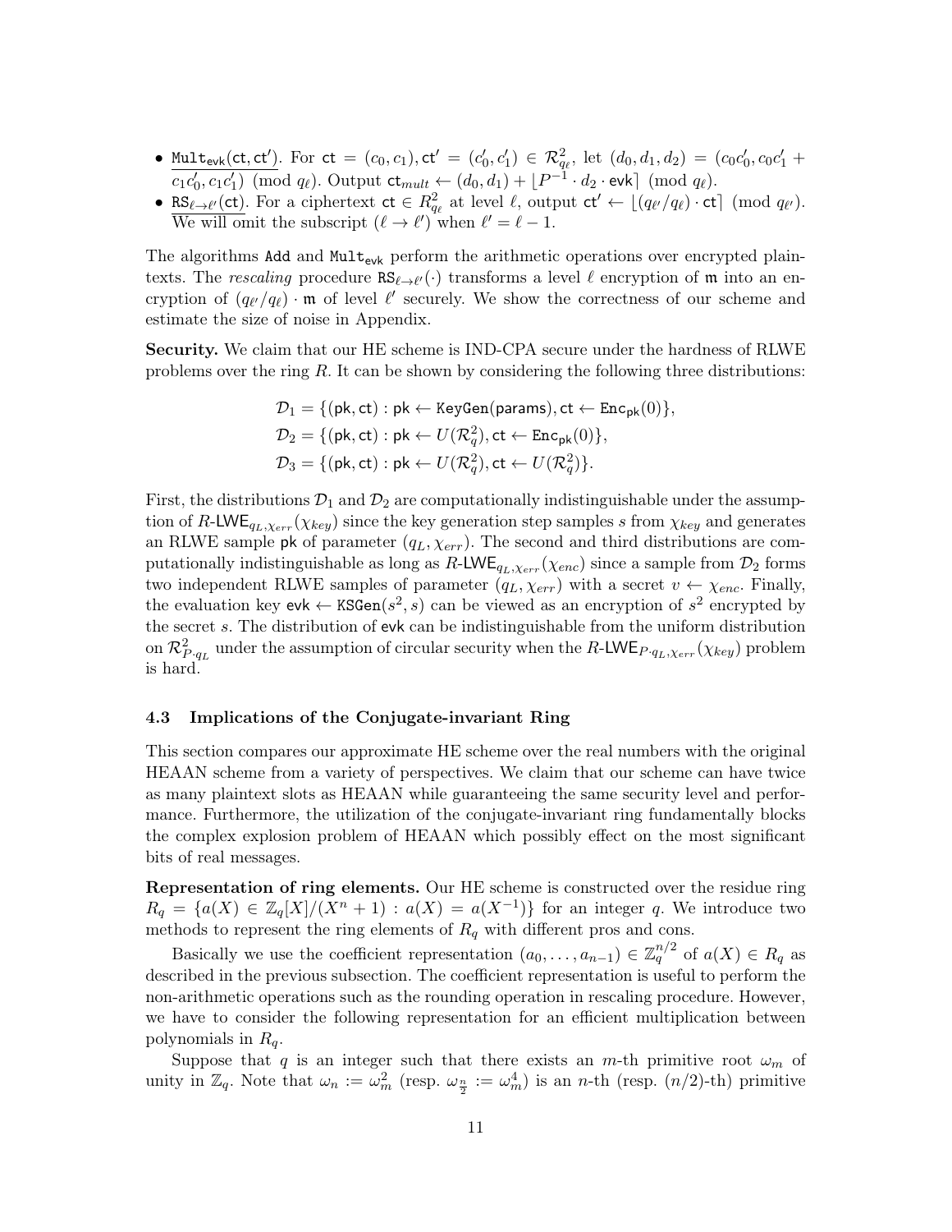- <u>$\texttt{Mult}_{\mathsf{evk}}(\mathsf{ct}, \mathsf{ct}')$</u>. For $\mathsf{ct} = (c_0, c_1), \mathsf{ct}' = (c_0', c_1') \in \mathcal{R}_{q_\ell}^2$, let $(d_0, d_1, d_2) = (c_0 c_0', c_0 c_1' + c_1 c_0', c_1 c_1') \pmod{q_\ell}$. Output $\mathsf{ct}_{mult} \leftarrow (d_0, d_1) + \lfloor P^{-1} \cdot d_2 \cdot \mathsf{evk} \rceil \pmod{q_\ell}$.
- <u>$\texttt{RS}_{\ell \to \ell'}(\mathsf{ct})$</u>. For a ciphertext $\mathsf{ct} \in R_{q_\ell}^2$ at level $\ell$, output $\mathsf{ct}' \leftarrow \lfloor (q_{\ell'}/q_\ell) \cdot \mathsf{ct} \rceil \pmod{q_{\ell'}}$. We will omit the subscript $(\ell \to \ell')$ when $\ell' = \ell - 1$.

The algorithms $\texttt{Add}$ and $\texttt{Mult}_{\mathsf{evk}}$ perform the arithmetic operations over encrypted plaintexts. The *rescaling* procedure $\texttt{RS}_{\ell \to \ell'}(\cdot)$ transforms a level $\ell$ encryption of $\mathfrak{m}$ into an encryption of $(q_{\ell'}/q_\ell) \cdot \mathfrak{m}$ of level $\ell'$ securely. We show the correctness of our scheme and estimate the size of noise in Appendix.

**Security.** We claim that our HE scheme is IND-CPA secure under the hardness of RLWE problems over the ring $R$. It can be shown by considering the following three distributions:

$$\mathcal{D}_1 = \{(\mathsf{pk}, \mathsf{ct}) : \mathsf{pk} \leftarrow \texttt{KeyGen}(\mathsf{params}), \mathsf{ct} \leftarrow \texttt{Enc}_{\mathsf{pk}}(0)\},$$
$$\mathcal{D}_2 = \{(\mathsf{pk}, \mathsf{ct}) : \mathsf{pk} \leftarrow U(\mathcal{R}_q^2), \mathsf{ct} \leftarrow \texttt{Enc}_{\mathsf{pk}}(0)\},$$
$$\mathcal{D}_3 = \{(\mathsf{pk}, \mathsf{ct}) : \mathsf{pk} \leftarrow U(\mathcal{R}_q^2), \mathsf{ct} \leftarrow U(\mathcal{R}_q^2)\}.$$

First, the distributions $\mathcal{D}_1$ and $\mathcal{D}_2$ are computationally indistinguishable under the assumption of $R\text{-}\mathsf{LWE}_{q_L,\chi_{err}}(\chi_{key})$ since the key generation step samples $s$ from $\chi_{key}$ and generates an RLWE sample $\mathsf{pk}$ of parameter $(q_L, \chi_{err})$. The second and third distributions are computationally indistinguishable as long as $R\text{-}\mathsf{LWE}_{q_L,\chi_{err}}(\chi_{enc})$ since a sample from $\mathcal{D}_2$ forms two independent RLWE samples of parameter $(q_L, \chi_{err})$ with a secret $v \leftarrow \chi_{enc}$. Finally, the evaluation key $\mathsf{evk} \leftarrow \texttt{KSGen}(s^2, s)$ can be viewed as an encryption of $s^2$ encrypted by the secret $s$. The distribution of $\mathsf{evk}$ can be indistinguishable from the uniform distribution on $\mathcal{R}_{P \cdot q_L}^2$ under the assumption of circular security when the $R\text{-}\mathsf{LWE}_{P \cdot q_L,\chi_{err}}(\chi_{key})$ problem is hard.

### 4.3 Implications of the Conjugate-invariant Ring

This section compares our approximate HE scheme over the real numbers with the original HEAAN scheme from a variety of perspectives. We claim that our scheme can have twice as many plaintext slots as HEAAN while guaranteeing the same security level and performance. Furthermore, the utilization of the conjugate-invariant ring fundamentally blocks the complex explosion problem of HEAAN which possibly effect on the most significant bits of real messages.

**Representation of ring elements.** Our HE scheme is constructed over the residue ring $R_q = \{a(X) \in \mathbb{Z}_q[X]/(X^n + 1) : a(X) = a(X^{-1})\}$ for an integer $q$. We introduce two methods to represent the ring elements of $R_q$ with different pros and cons.

Basically we use the coefficient representation $(a_0, \ldots, a_{n-1}) \in \mathbb{Z}_q^{n/2}$ of $a(X) \in R_q$ as described in the previous subsection. The coefficient representation is useful to perform the non-arithmetic operations such as the rounding operation in rescaling procedure. However, we have to consider the following representation for an efficient multiplication between polynomials in $R_q$.

Suppose that $q$ is an integer such that there exists an $m$-th primitive root $\omega_m$ of unity in $\mathbb{Z}_q$. Note that $\omega_n := \omega_m^2$ (resp. $\omega_{\frac{n}{2}} := \omega_m^4$) is an $n$-th (resp. $(n/2)$-th) primitive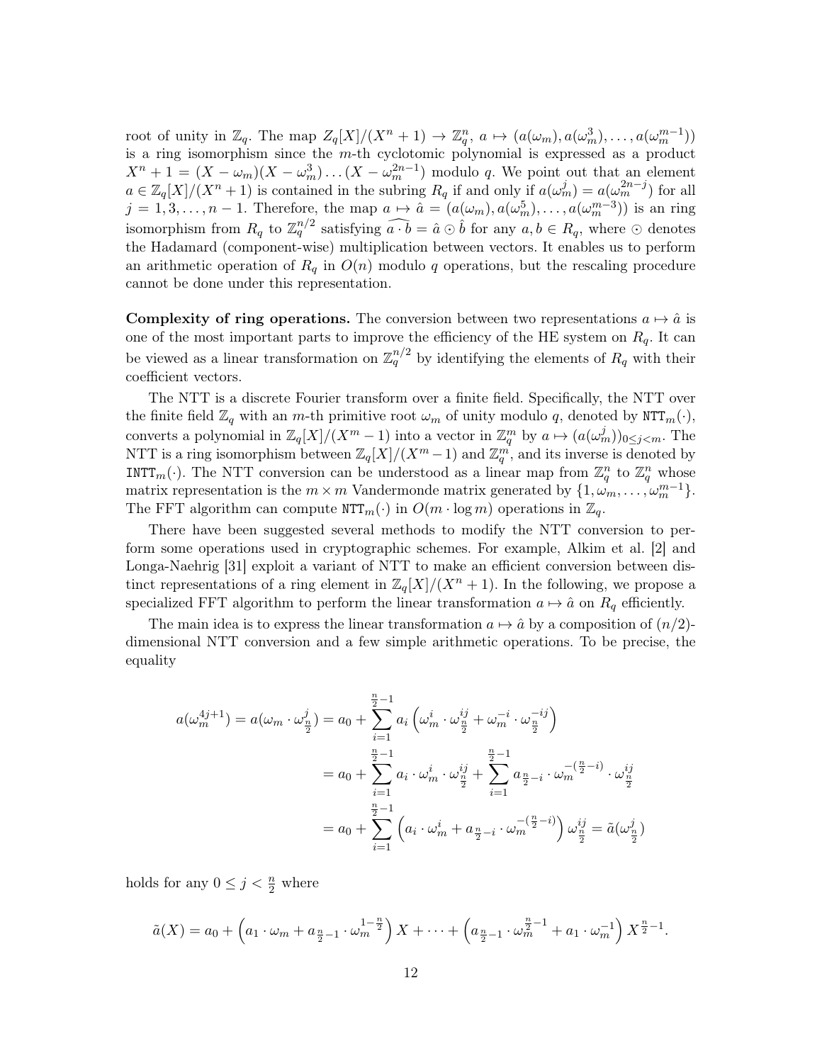root of unity in $\mathbb{Z}_q$. The map $Z_q[X]/(X^n+1) \to \mathbb{Z}_q^n$, $a \mapsto (a(\omega_m), a(\omega_m^3), \ldots, a(\omega_m^{m-1}))$ is a ring isomorphism since the $m$-th cyclotomic polynomial is expressed as a product $X^n+1 = (X-\omega_m)(X-\omega_m^3)\ldots(X-\omega_m^{2n-1})$ modulo $q$. We point out that an element $a \in \mathbb{Z}_q[X]/(X^n+1)$ is contained in the subring $R_q$ if and only if $a(\omega_m^j) = a(\omega_m^{2n-j})$ for all $j = 1, 3, \ldots, n-1$. Therefore, the map $a \mapsto \hat{a} = (a(\omega_m), a(\omega_m^5), \ldots, a(\omega_m^{m-3}))$ is an ring isomorphism from $R_q$ to $\mathbb{Z}_q^{n/2}$ satisfying $\widehat{a \cdot b} = \hat{a} \odot \hat{b}$ for any $a, b \in R_q$, where $\odot$ denotes the Hadamard (component-wise) multiplication between vectors. It enables us to perform an arithmetic operation of $R_q$ in $O(n)$ modulo $q$ operations, but the rescaling procedure cannot be done under this representation.

**Complexity of ring operations.** The conversion between two representations $a \mapsto \hat{a}$ is one of the most important parts to improve the efficiency of the HE system on $R_q$. It can be viewed as a linear transformation on $\mathbb{Z}_q^{n/2}$ by identifying the elements of $R_q$ with their coefficient vectors.

The NTT is a discrete Fourier transform over a finite field. Specifically, the NTT over the finite field $\mathbb{Z}_q$ with an $m$-th primitive root $\omega_m$ of unity modulo $q$, denoted by $\mathtt{NTT}_m(\cdot)$, converts a polynomial in $\mathbb{Z}_q[X]/(X^m-1)$ into a vector in $\mathbb{Z}_q^m$ by $a \mapsto (a(\omega_m^j))_{0 \le j < m}$. The NTT is a ring isomorphism between $\mathbb{Z}_q[X]/(X^m-1)$ and $\mathbb{Z}_q^m$, and its inverse is denoted by $\mathtt{INTT}_m(\cdot)$. The NTT conversion can be understood as a linear map from $\mathbb{Z}_q^n$ to $\mathbb{Z}_q^n$ whose matrix representation is the $m \times m$ Vandermonde matrix generated by $\{1, \omega_m, \ldots, \omega_m^{m-1}\}$. The FFT algorithm can compute $\mathtt{NTT}_m(\cdot)$ in $O(m \cdot \log m)$ operations in $\mathbb{Z}_q$.

There have been suggested several methods to modify the NTT conversion to perform some operations used in cryptographic schemes. For example, Alkim et al. [2] and Longa-Naehrig [31] exploit a variant of NTT to make an efficient conversion between distinct representations of a ring element in $\mathbb{Z}_q[X]/(X^n+1)$. In the following, we propose a specialized FFT algorithm to perform the linear transformation $a \mapsto \hat{a}$ on $R_q$ efficiently.

The main idea is to express the linear transformation $a \mapsto \hat{a}$ by a composition of $(n/2)$-dimensional NTT conversion and a few simple arithmetic operations. To be precise, the equality

$$
\begin{aligned}
a(\omega_m^{4j+1}) = a(\omega_m \cdot \omega_{\frac{n}{2}}^j) &= a_0 + \sum_{i=1}^{\frac{n}{2}-1} a_i \left( \omega_m^i \cdot \omega_{\frac{n}{2}}^{ij} + \omega_m^{-i} \cdot \omega_{\frac{n}{2}}^{-ij} \right) \\
&= a_0 + \sum_{i=1}^{\frac{n}{2}-1} a_i \cdot \omega_m^i \cdot \omega_{\frac{n}{2}}^{ij} + \sum_{i=1}^{\frac{n}{2}-1} a_{\frac{n}{2}-i} \cdot \omega_m^{-(\frac{n}{2}-i)} \cdot \omega_{\frac{n}{2}}^{ij} \\
&= a_0 + \sum_{i=1}^{\frac{n}{2}-1} \left( a_i \cdot \omega_m^i + a_{\frac{n}{2}-i} \cdot \omega_m^{-(\frac{n}{2}-i)} \right) \omega_{\frac{n}{2}}^{ij} = \tilde{a}(\omega_{\frac{n}{2}}^j)
\end{aligned}
$$

holds for any $0 \le j < \frac{n}{2}$ where

$$
\tilde{a}(X) = a_0 + \left( a_1 \cdot \omega_m + a_{\frac{n}{2}-1} \cdot \omega_m^{1-\frac{n}{2}} \right) X + \cdots + \left( a_{\frac{n}{2}-1} \cdot \omega_m^{\frac{n}{2}-1} + a_1 \cdot \omega_m^{-1} \right) X^{\frac{n}{2}-1}.
$$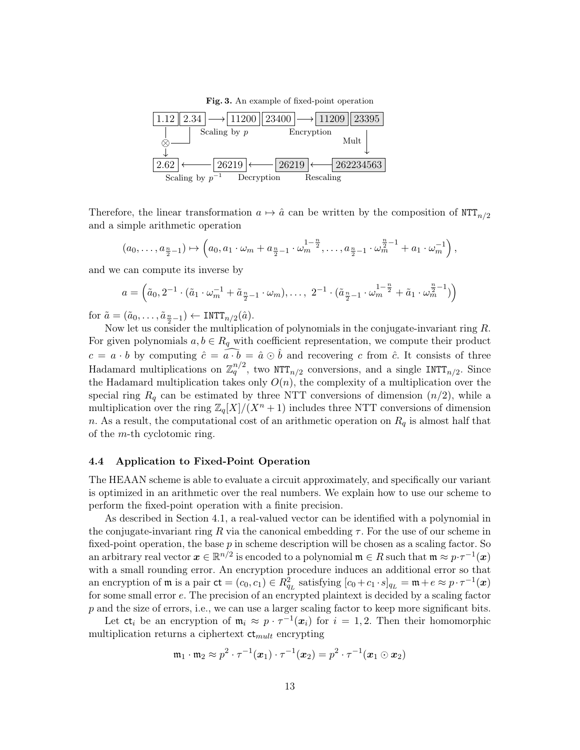**Fig. 3.** An example of fixed-point operation

| 1.12 | 2.34 | → Scaling by $p$ → | 11200 | 23400 | → Encryption → | 11209 | 23395 |
|---|---|---|---|---|---|---|---|
| ⊗ ↓ | | | | | | Mult ↓ | |
| 2.62 | ← Scaling by $p^{-1}$ ← | 26219 | ← Decryption ← | 26219 | ← Rescaling ← | 262234563 | |

Therefore, the linear transformation $a \mapsto \hat{a}$ can be written by the composition of $\texttt{NTT}_{n/2}$ and a simple arithmetic operation

$$(a_0, \dots, a_{\frac{n}{2}-1}) \mapsto \left(a_0, a_1 \cdot \omega_m + a_{\frac{n}{2}-1} \cdot \omega_m^{1-\frac{n}{2}}, \dots, a_{\frac{n}{2}-1} \cdot \omega_m^{\frac{n}{2}-1} + a_1 \cdot \omega_m^{-1}\right),$$

and we can compute its inverse by

$$a = \left(\tilde{a}_0, 2^{-1} \cdot (\tilde{a}_1 \cdot \omega_m^{-1} + \tilde{a}_{\frac{n}{2}-1} \cdot \omega_m), \dots,\ 2^{-1} \cdot (\tilde{a}_{\frac{n}{2}-1} \cdot \omega_m^{1-\frac{n}{2}} + \tilde{a}_1 \cdot \omega_m^{\frac{n}{2}-1})\right)$$

for $\tilde{a} = (\tilde{a}_0, \dots, \tilde{a}_{\frac{n}{2}-1}) \leftarrow \texttt{INTT}_{n/2}(\hat{a})$.

Now let us consider the multiplication of polynomials in the conjugate-invariant ring $R$. For given polynomials $a, b \in R_q$ with coefficient representation, we compute their product $c = a \cdot b$ by computing $\hat{c} = \widehat{a \cdot b} = \hat{a} \odot \hat{b}$ and recovering $c$ from $\hat{c}$. It consists of three Hadamard multiplications on $\mathbb{Z}_q^{n/2}$, two $\texttt{NTT}_{n/2}$ conversions, and a single $\texttt{INTT}_{n/2}$. Since the Hadamard multiplication takes only $O(n)$, the complexity of a multiplication over the special ring $R_q$ can be estimated by three NTT conversions of dimension $(n/2)$, while a multiplication over the ring $\mathbb{Z}_q[X]/(X^n + 1)$ includes three NTT conversions of dimension $n$. As a result, the computational cost of an arithmetic operation on $R_q$ is almost half that of the $m$-th cyclotomic ring.

### 4.4 Application to Fixed-Point Operation

The HEAAN scheme is able to evaluate a circuit approximately, and specifically our variant is optimized in an arithmetic over the real numbers. We explain how to use our scheme to perform the fixed-point operation with a finite precision.

As described in Section 4.1, a real-valued vector can be identified with a polynomial in the conjugate-invariant ring $R$ via the canonical embedding $\tau$. For the use of our scheme in fixed-point operation, the base $p$ in scheme description will be chosen as a scaling factor. So an arbitrary real vector $\boldsymbol{x} \in \mathbb{R}^{n/2}$ is encoded to a polynomial $\mathfrak{m} \in R$ such that $\mathfrak{m} \approx p \cdot \tau^{-1}(\boldsymbol{x})$ with a small rounding error. An encryption procedure induces an additional error so that an encryption of $\mathfrak{m}$ is a pair $\mathsf{ct} = (c_0, c_1) \in R_{q_L}^2$ satisfying $[c_0 + c_1 \cdot s]_{q_L} = \mathfrak{m} + e \approx p \cdot \tau^{-1}(\boldsymbol{x})$ for some small error $e$. The precision of an encrypted plaintext is decided by a scaling factor $p$ and the size of errors, i.e., we can use a larger scaling factor to keep more significant bits.

Let $\mathsf{ct}_i$ be an encryption of $\mathfrak{m}_i \approx p \cdot \tau^{-1}(\boldsymbol{x}_i)$ for $i = 1, 2$. Then their homomorphic multiplication returns a ciphertext $\mathsf{ct}_{mult}$ encrypting

$$\mathfrak{m}_1 \cdot \mathfrak{m}_2 \approx p^2 \cdot \tau^{-1}(\boldsymbol{x}_1) \cdot \tau^{-1}(\boldsymbol{x}_2) = p^2 \cdot \tau^{-1}(\boldsymbol{x}_1 \odot \boldsymbol{x}_2)$$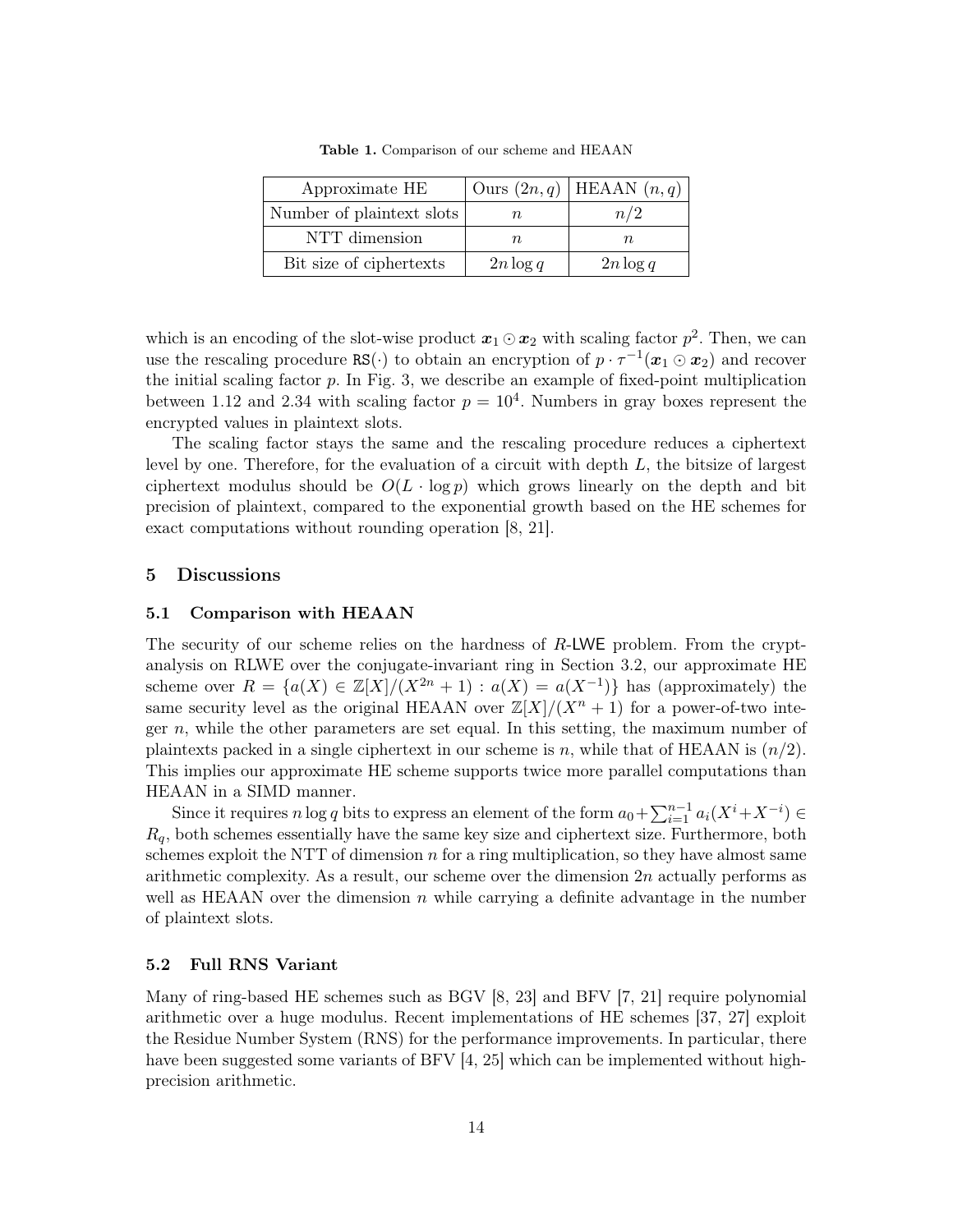**Table 1.** Comparison of our scheme and HEAAN

| Approximate HE | Ours $(2n, q)$ | HEAAN $(n, q)$ |
|---|---|---|
| Number of plaintext slots | $n$ | $n/2$ |
| NTT dimension | $n$ | $n$ |
| Bit size of ciphertexts | $2n \log q$ | $2n \log q$ |

which is an encoding of the slot-wise product $\boldsymbol{x}_1 \odot \boldsymbol{x}_2$ with scaling factor $p^2$. Then, we can use the rescaling procedure $\texttt{RS}(\cdot)$ to obtain an encryption of $p \cdot \tau^{-1}(\boldsymbol{x}_1 \odot \boldsymbol{x}_2)$ and recover the initial scaling factor $p$. In Fig. 3, we describe an example of fixed-point multiplication between 1.12 and 2.34 with scaling factor $p = 10^4$. Numbers in gray boxes represent the encrypted values in plaintext slots.

The scaling factor stays the same and the rescaling procedure reduces a ciphertext level by one. Therefore, for the evaluation of a circuit with depth $L$, the bitsize of largest ciphertext modulus should be $O(L \cdot \log p)$ which grows linearly on the depth and bit precision of plaintext, compared to the exponential growth based on the HE schemes for exact computations without rounding operation [8, 21].

## 5 Discussions

### 5.1 Comparison with HEAAN

The security of our scheme relies on the hardness of $R$-LWE problem. From the cryptanalysis on RLWE over the conjugate-invariant ring in Section 3.2, our approximate HE scheme over $R = \{a(X) \in \mathbb{Z}[X]/(X^{2n} + 1) : a(X) = a(X^{-1})\}$ has (approximately) the same security level as the original HEAAN over $\mathbb{Z}[X]/(X^n + 1)$ for a power-of-two integer $n$, while the other parameters are set equal. In this setting, the maximum number of plaintexts packed in a single ciphertext in our scheme is $n$, while that of HEAAN is $(n/2)$. This implies our approximate HE scheme supports twice more parallel computations than HEAAN in a SIMD manner.

Since it requires $n \log q$ bits to express an element of the form $a_0 + \sum_{i=1}^{n-1} a_i(X^i + X^{-i}) \in R_q$, both schemes essentially have the same key size and ciphertext size. Furthermore, both schemes exploit the NTT of dimension $n$ for a ring multiplication, so they have almost same arithmetic complexity. As a result, our scheme over the dimension $2n$ actually performs as well as HEAAN over the dimension $n$ while carrying a definite advantage in the number of plaintext slots.

### 5.2 Full RNS Variant

Many of ring-based HE schemes such as BGV [8, 23] and BFV [7, 21] require polynomial arithmetic over a huge modulus. Recent implementations of HE schemes [37, 27] exploit the Residue Number System (RNS) for the performance improvements. In particular, there have been suggested some variants of BFV [4, 25] which can be implemented without high-precision arithmetic.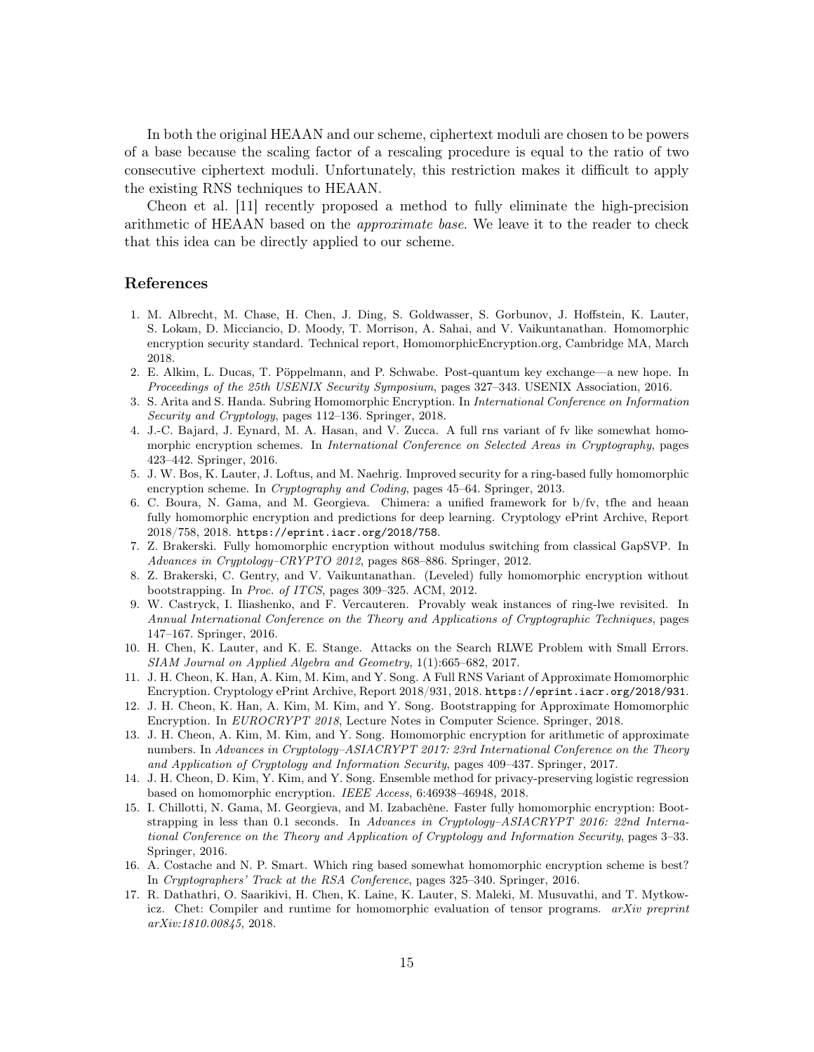In both the original HEAAN and our scheme, ciphertext moduli are chosen to be powers of a base because the scaling factor of a rescaling procedure is equal to the ratio of two consecutive ciphertext moduli. Unfortunately, this restriction makes it difficult to apply the existing RNS techniques to HEAAN.

Cheon et al. [11] recently proposed a method to fully eliminate the high-precision arithmetic of HEAAN based on the *approximate base*. We leave it to the reader to check that this idea can be directly applied to our scheme.

## References

1. M. Albrecht, M. Chase, H. Chen, J. Ding, S. Goldwasser, S. Gorbunov, J. Hoffstein, K. Lauter, S. Lokam, D. Micciancio, D. Moody, T. Morrison, A. Sahai, and V. Vaikuntanathan. Homomorphic encryption security standard. Technical report, HomomorphicEncryption.org, Cambridge MA, March 2018.
2. E. Alkim, L. Ducas, T. Pöppelmann, and P. Schwabe. Post-quantum key exchange—a new hope. In *Proceedings of the 25th USENIX Security Symposium*, pages 327–343. USENIX Association, 2016.
3. S. Arita and S. Handa. Subring Homomorphic Encryption. In *International Conference on Information Security and Cryptology*, pages 112–136. Springer, 2018.
4. J.-C. Bajard, J. Eynard, M. A. Hasan, and V. Zucca. A full rns variant of fv like somewhat homomorphic encryption schemes. In *International Conference on Selected Areas in Cryptography*, pages 423–442. Springer, 2016.
5. J. W. Bos, K. Lauter, J. Loftus, and M. Naehrig. Improved security for a ring-based fully homomorphic encryption scheme. In *Cryptography and Coding*, pages 45–64. Springer, 2013.
6. C. Boura, N. Gama, and M. Georgieva. Chimera: a unified framework for b/fv, tfhe and heaan fully homomorphic encryption and predictions for deep learning. Cryptology ePrint Archive, Report 2018/758, 2018. `https://eprint.iacr.org/2018/758`.
7. Z. Brakerski. Fully homomorphic encryption without modulus switching from classical GapSVP. In *Advances in Cryptology–CRYPTO 2012*, pages 868–886. Springer, 2012.
8. Z. Brakerski, C. Gentry, and V. Vaikuntanathan. (Leveled) fully homomorphic encryption without bootstrapping. In *Proc. of ITCS*, pages 309–325. ACM, 2012.
9. W. Castryck, I. Iliashenko, and F. Vercauteren. Provably weak instances of ring-lwe revisited. In *Annual International Conference on the Theory and Applications of Cryptographic Techniques*, pages 147–167. Springer, 2016.
10. H. Chen, K. Lauter, and K. E. Stange. Attacks on the Search RLWE Problem with Small Errors. *SIAM Journal on Applied Algebra and Geometry*, 1(1):665–682, 2017.
11. J. H. Cheon, K. Han, A. Kim, M. Kim, and Y. Song. A Full RNS Variant of Approximate Homomorphic Encryption. Cryptology ePrint Archive, Report 2018/931, 2018. `https://eprint.iacr.org/2018/931`.
12. J. H. Cheon, K. Han, A. Kim, M. Kim, and Y. Song. Bootstrapping for Approximate Homomorphic Encryption. In *EUROCRYPT 2018*, Lecture Notes in Computer Science. Springer, 2018.
13. J. H. Cheon, A. Kim, M. Kim, and Y. Song. Homomorphic encryption for arithmetic of approximate numbers. In *Advances in Cryptology–ASIACRYPT 2017: 23rd International Conference on the Theory and Application of Cryptology and Information Security*, pages 409–437. Springer, 2017.
14. J. H. Cheon, D. Kim, Y. Kim, and Y. Song. Ensemble method for privacy-preserving logistic regression based on homomorphic encryption. *IEEE Access*, 6:46938–46948, 2018.
15. I. Chillotti, N. Gama, M. Georgieva, and M. Izabachène. Faster fully homomorphic encryption: Bootstrapping in less than 0.1 seconds. In *Advances in Cryptology–ASIACRYPT 2016: 22nd International Conference on the Theory and Application of Cryptology and Information Security*, pages 3–33. Springer, 2016.
16. A. Costache and N. P. Smart. Which ring based somewhat homomorphic encryption scheme is best? In *Cryptographers' Track at the RSA Conference*, pages 325–340. Springer, 2016.
17. R. Dathathri, O. Saarikivi, H. Chen, K. Laine, K. Lauter, S. Maleki, M. Musuvathi, and T. Mytkowicz. Chet: Compiler and runtime for homomorphic evaluation of tensor programs. *arXiv preprint arXiv:1810.00845*, 2018.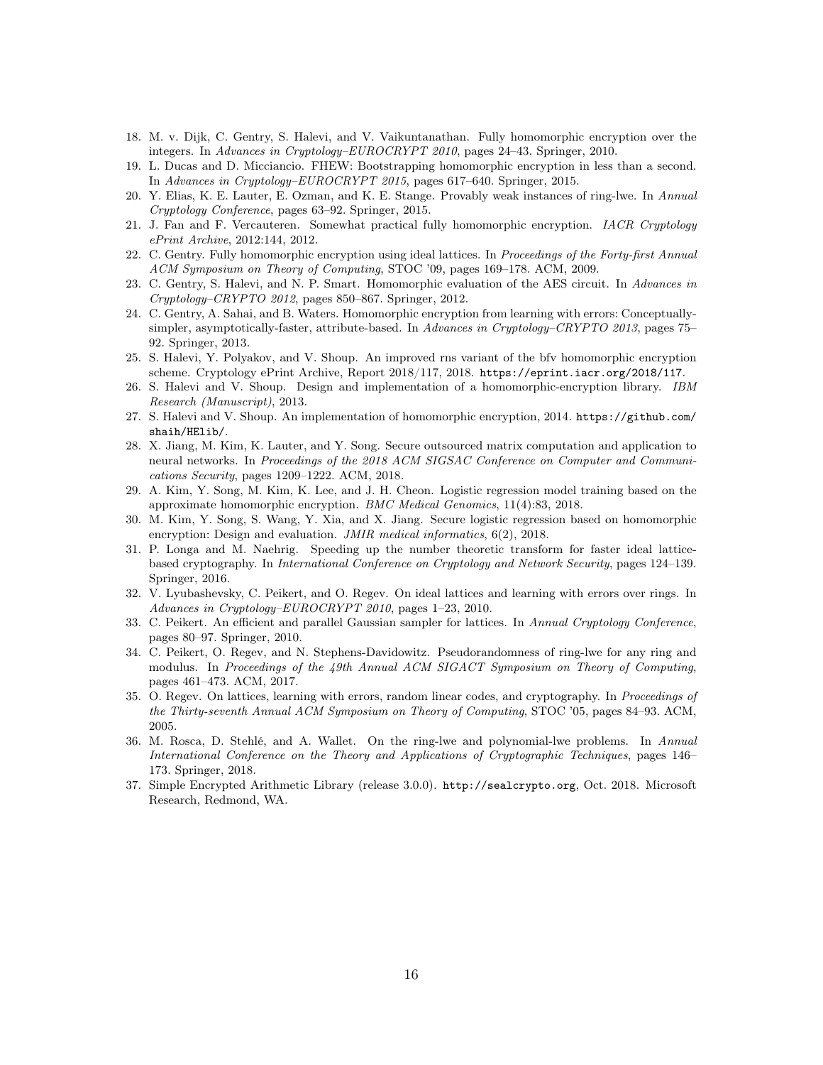18. M. v. Dijk, C. Gentry, S. Halevi, and V. Vaikuntanathan. Fully homomorphic encryption over the integers. In *Advances in Cryptology–EUROCRYPT 2010*, pages 24–43. Springer, 2010.
19. L. Ducas and D. Micciancio. FHEW: Bootstrapping homomorphic encryption in less than a second. In *Advances in Cryptology–EUROCRYPT 2015*, pages 617–640. Springer, 2015.
20. Y. Elias, K. E. Lauter, E. Ozman, and K. E. Stange. Provably weak instances of ring-lwe. In *Annual Cryptology Conference*, pages 63–92. Springer, 2015.
21. J. Fan and F. Vercauteren. Somewhat practical fully homomorphic encryption. *IACR Cryptology ePrint Archive*, 2012:144, 2012.
22. C. Gentry. Fully homomorphic encryption using ideal lattices. In *Proceedings of the Forty-first Annual ACM Symposium on Theory of Computing*, STOC '09, pages 169–178. ACM, 2009.
23. C. Gentry, S. Halevi, and N. P. Smart. Homomorphic evaluation of the AES circuit. In *Advances in Cryptology–CRYPTO 2012*, pages 850–867. Springer, 2012.
24. C. Gentry, A. Sahai, and B. Waters. Homomorphic encryption from learning with errors: Conceptually-simpler, asymptotically-faster, attribute-based. In *Advances in Cryptology–CRYPTO 2013*, pages 75–92. Springer, 2013.
25. S. Halevi, Y. Polyakov, and V. Shoup. An improved rns variant of the bfv homomorphic encryption scheme. Cryptology ePrint Archive, Report 2018/117, 2018. `https://eprint.iacr.org/2018/117`.
26. S. Halevi and V. Shoup. Design and implementation of a homomorphic-encryption library. *IBM Research (Manuscript)*, 2013.
27. S. Halevi and V. Shoup. An implementation of homomorphic encryption, 2014. `https://github.com/shaih/HElib/`.
28. X. Jiang, M. Kim, K. Lauter, and Y. Song. Secure outsourced matrix computation and application to neural networks. In *Proceedings of the 2018 ACM SIGSAC Conference on Computer and Communications Security*, pages 1209–1222. ACM, 2018.
29. A. Kim, Y. Song, M. Kim, K. Lee, and J. H. Cheon. Logistic regression model training based on the approximate homomorphic encryption. *BMC Medical Genomics*, 11(4):83, 2018.
30. M. Kim, Y. Song, S. Wang, Y. Xia, and X. Jiang. Secure logistic regression based on homomorphic encryption: Design and evaluation. *JMIR medical informatics*, 6(2), 2018.
31. P. Longa and M. Naehrig. Speeding up the number theoretic transform for faster ideal lattice-based cryptography. In *International Conference on Cryptology and Network Security*, pages 124–139. Springer, 2016.
32. V. Lyubashevsky, C. Peikert, and O. Regev. On ideal lattices and learning with errors over rings. In *Advances in Cryptology–EUROCRYPT 2010*, pages 1–23, 2010.
33. C. Peikert. An efficient and parallel Gaussian sampler for lattices. In *Annual Cryptology Conference*, pages 80–97. Springer, 2010.
34. C. Peikert, O. Regev, and N. Stephens-Davidowitz. Pseudorandomness of ring-lwe for any ring and modulus. In *Proceedings of the 49th Annual ACM SIGACT Symposium on Theory of Computing*, pages 461–473. ACM, 2017.
35. O. Regev. On lattices, learning with errors, random linear codes, and cryptography. In *Proceedings of the Thirty-seventh Annual ACM Symposium on Theory of Computing*, STOC '05, pages 84–93. ACM, 2005.
36. M. Rosca, D. Stehlé, and A. Wallet. On the ring-lwe and polynomial-lwe problems. In *Annual International Conference on the Theory and Applications of Cryptographic Techniques*, pages 146–173. Springer, 2018.
37. Simple Encrypted Arithmetic Library (release 3.0.0). `http://sealcrypto.org`, Oct. 2018. Microsoft Research, Redmond, WA.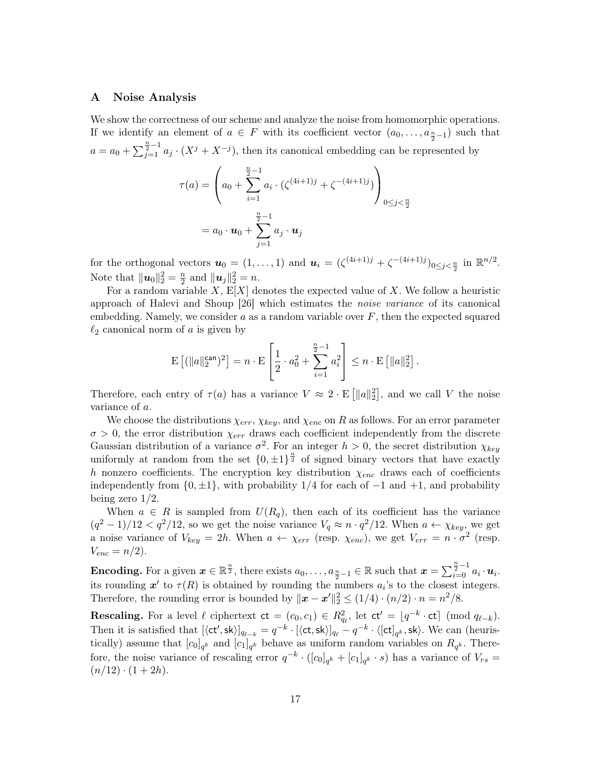## A Noise Analysis

We show the correctness of our scheme and analyze the noise from homomorphic operations. If we identify an element of $a \in F$ with its coefficient vector $(a_0, \ldots, a_{\frac{n}{2}-1})$ such that $a = a_0 + \sum_{j=1}^{\frac{n}{2}-1} a_j \cdot (X^j + X^{-j})$, then its canonical embedding can be represented by

$$\tau(a) = \left( a_0 + \sum_{i=1}^{\frac{n}{2}-1} a_i \cdot (\zeta^{(4i+1)j} + \zeta^{-(4i+1)j}) \right)_{0 \le j < \frac{n}{2}}$$
$$= a_0 \cdot \boldsymbol{u}_0 + \sum_{j=1}^{\frac{n}{2}-1} a_j \cdot \boldsymbol{u}_j$$

for the orthogonal vectors $\boldsymbol{u}_0 = (1, \ldots, 1)$ and $\boldsymbol{u}_i = (\zeta^{(4i+1)j} + \zeta^{-(4i+1)j})_{0 \le j < \frac{n}{2}}$ in $\mathbb{R}^{n/2}$. Note that $\|\boldsymbol{u}_0\|_2^2 = \frac{n}{2}$ and $\|\boldsymbol{u}_j\|_2^2 = n$.

For a random variable $X$, $\mathrm{E}[X]$ denotes the expected value of $X$. We follow a heuristic approach of Halevi and Shoup [26] which estimates the *noise variance* of its canonical embedding. Namely, we consider $a$ as a random variable over $F$, then the expected squared $\ell_2$ canonical norm of $a$ is given by

$$\mathrm{E}\left[(\|a\|_2^{\mathsf{can}})^2\right] = n \cdot \mathrm{E}\left[\frac{1}{2} \cdot a_0^2 + \sum_{i=1}^{\frac{n}{2}-1} a_i^2\right] \le n \cdot \mathrm{E}\left[\|a\|_2^2\right].$$

Therefore, each entry of $\tau(a)$ has a variance $V \approx 2 \cdot \mathrm{E}\left[\|a\|_2^2\right]$, and we call $V$ the noise variance of $a$.

We choose the distributions $\chi_{err}$, $\chi_{key}$, and $\chi_{enc}$ on $R$ as follows. For an error parameter $\sigma > 0$, the error distribution $\chi_{err}$ draws each coefficient independently from the discrete Gaussian distribution of a variance $\sigma^2$. For an integer $h > 0$, the secret distribution $\chi_{key}$ uniformly at random from the set $\{0, \pm 1\}^{\frac{n}{2}}$ of signed binary vectors that have exactly $h$ nonzero coefficients. The encryption key distribution $\chi_{enc}$ draws each of coefficients independently from $\{0, \pm 1\}$, with probability $1/4$ for each of $-1$ and $+1$, and probability being zero $1/2$.

When $a \in R$ is sampled from $U(R_q)$, then each of its coefficient has the variance $(q^2-1)/12 < q^2/12$, so we get the noise variance $V_q \approx n \cdot q^2/12$. When $a \leftarrow \chi_{key}$, we get a noise variance of $V_{key} = 2h$. When $a \leftarrow \chi_{err}$ (resp. $\chi_{enc}$), we get $V_{err} = n \cdot \sigma^2$ (resp. $V_{enc} = n/2$).

**Encoding.** For a given $\boldsymbol{x} \in \mathbb{R}^{\frac{n}{2}}$, there exists $a_0, \ldots, a_{\frac{n}{2}-1} \in \mathbb{R}$ such that $\boldsymbol{x} = \sum_{i=0}^{\frac{n}{2}-1} a_i \cdot \boldsymbol{u}_i$. its rounding $\boldsymbol{x}'$ to $\tau(R)$ is obtained by rounding the numbers $a_i$'s to the closest integers. Therefore, the rounding error is bounded by $\|\boldsymbol{x} - \boldsymbol{x}'\|_2^2 \le (1/4) \cdot (n/2) \cdot n = n^2/8$.

**Rescaling.** For a level $\ell$ ciphertext $\mathsf{ct} = (c_0, c_1) \in R_{q_\ell}^2$, let $\mathsf{ct}' = \lfloor q^{-k} \cdot \mathsf{ct} \rceil \pmod{q_{\ell-k}}$. Then it is satisfied that $[\langle \mathsf{ct}', \mathsf{sk} \rangle]_{q_{\ell-k}} = q^{-k} \cdot [\langle \mathsf{ct}, \mathsf{sk} \rangle]_{q_\ell} - q^{-k} \cdot \langle [\mathsf{ct}]_{q^k}, \mathsf{sk} \rangle$. We can (heuristically) assume that $[c_0]_{q^k}$ and $[c_1]_{q^k}$ behave as uniform random variables on $R_{q^k}$. Therefore, the noise variance of rescaling error $q^{-k} \cdot ([c_0]_{q^k} + [c_1]_{q^k} \cdot s)$ has a variance of $V_{rs} = (n/12) \cdot (1 + 2h)$.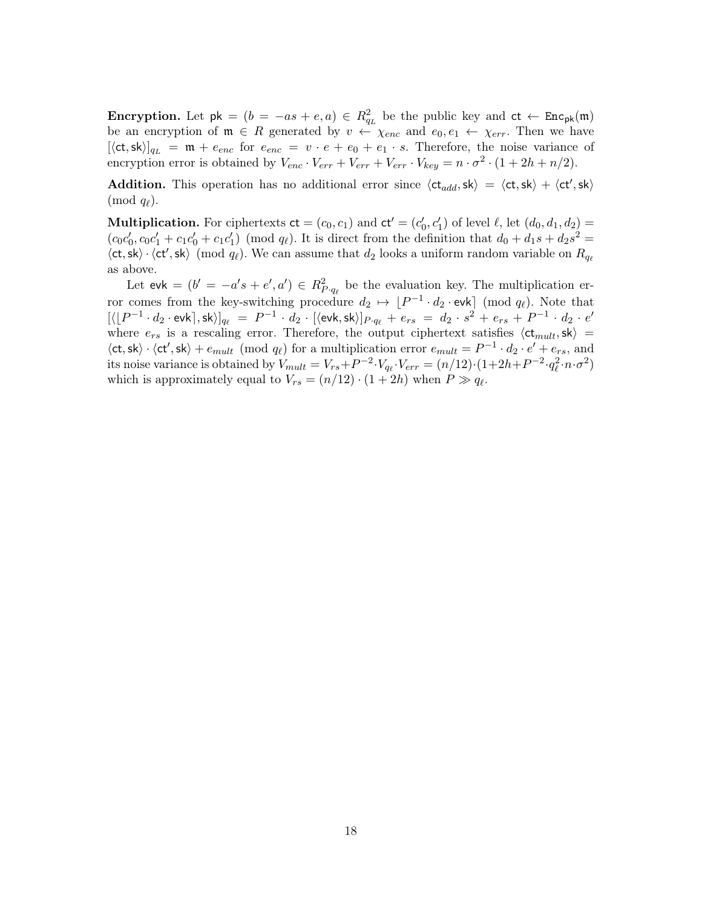**Encryption.** Let $\mathsf{pk} = (b = -as + e, a) \in R_{q_L}^2$ be the public key and $\mathsf{ct} \leftarrow \mathtt{Enc}_{\mathsf{pk}}(\mathfrak{m})$ be an encryption of $\mathfrak{m} \in R$ generated by $v \leftarrow \chi_{enc}$ and $e_0, e_1 \leftarrow \chi_{err}$. Then we have $[\langle \mathsf{ct}, \mathsf{sk} \rangle]_{q_L} = \mathfrak{m} + e_{enc}$ for $e_{enc} = v \cdot e + e_0 + e_1 \cdot s$. Therefore, the noise variance of encryption error is obtained by $V_{enc} \cdot V_{err} + V_{err} + V_{err} \cdot V_{key} = n \cdot \sigma^2 \cdot (1 + 2h + n/2)$.

**Addition.** This operation has no additional error since $\langle \mathsf{ct}_{add}, \mathsf{sk} \rangle = \langle \mathsf{ct}, \mathsf{sk} \rangle + \langle \mathsf{ct}', \mathsf{sk} \rangle \pmod{q_\ell}$.

**Multiplication.** For ciphertexts $\mathsf{ct} = (c_0, c_1)$ and $\mathsf{ct}' = (c_0', c_1')$ of level $\ell$, let $(d_0, d_1, d_2) = (c_0 c_0', c_0 c_1' + c_1 c_0' + c_1 c_1') \pmod{q_\ell}$. It is direct from the definition that $d_0 + d_1 s + d_2 s^2 = \langle \mathsf{ct}, \mathsf{sk} \rangle \cdot \langle \mathsf{ct}', \mathsf{sk} \rangle \pmod{q_\ell}$. We can assume that $d_2$ looks a uniform random variable on $R_{q_\ell}$ as above.

Let $\mathsf{evk} = (b' = -a's + e', a') \in R_{P \cdot q_\ell}^2$ be the evaluation key. The multiplication error comes from the key-switching procedure $d_2 \mapsto \lfloor P^{-1} \cdot d_2 \cdot \mathsf{evk} \rceil \pmod{q_\ell}$. Note that $[\langle \lfloor P^{-1} \cdot d_2 \cdot \mathsf{evk} \rceil, \mathsf{sk} \rangle]_{q_\ell} = P^{-1} \cdot d_2 \cdot [\langle \mathsf{evk}, \mathsf{sk} \rangle]_{P \cdot q_\ell} + e_{rs} = d_2 \cdot s^2 + e_{rs} + P^{-1} \cdot d_2 \cdot e'$ where $e_{rs}$ is a rescaling error. Therefore, the output ciphertext satisfies $\langle \mathsf{ct}_{mult}, \mathsf{sk} \rangle = \langle \mathsf{ct}, \mathsf{sk} \rangle \cdot \langle \mathsf{ct}', \mathsf{sk} \rangle + e_{mult} \pmod{q_\ell}$ for a multiplication error $e_{mult} = P^{-1} \cdot d_2 \cdot e' + e_{rs}$, and its noise variance is obtained by $V_{mult} = V_{rs} + P^{-2} \cdot V_{q_\ell} \cdot V_{err} = (n/12) \cdot (1 + 2h + P^{-2} \cdot q_\ell^2 \cdot n \cdot \sigma^2)$ which is approximately equal to $V_{rs} = (n/12) \cdot (1 + 2h)$ when $P \gg q_\ell$.